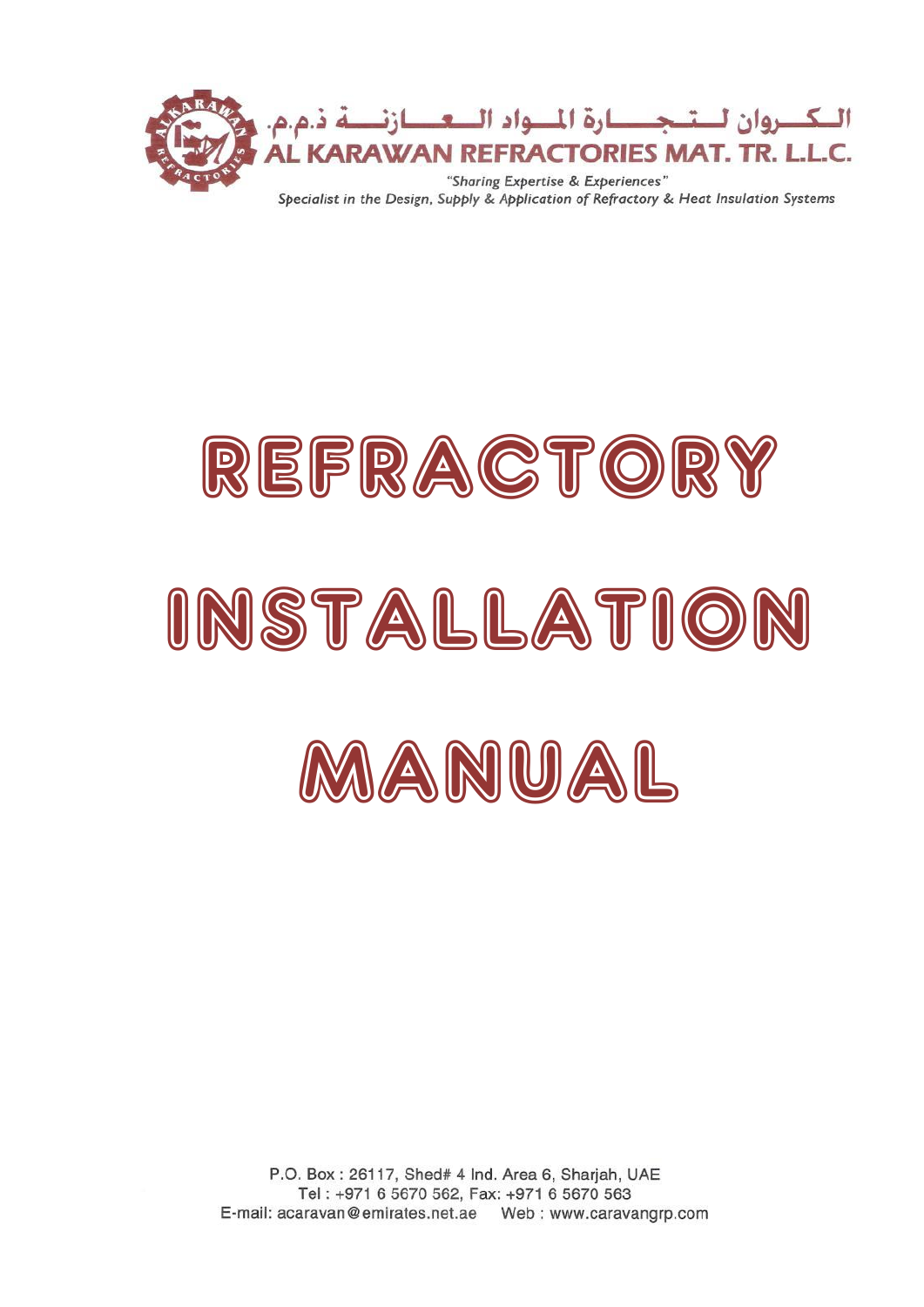الكــــروان لـــتــجــــــارة المـــواد الـــعــــــازنــــــة ذ.م.م.

**AL KARAWAN REFRACTORIES MAT. TR. L.L.C.**

*"Sharing Expertise & Experiences"*

*Specialist in the Design, Supply & Application of Refractory & Heat Insulation Systems*

# REFRACTORY INSTALLATION MANUAL

P.O. Box : 26117, Shed# 4 Ind. Area 6, Sharjah, UAE
Tel : +971 6 5670 562, Fax: +971 6 5670 563
E-mail: acaravan@emirates.net.ae Web : www.caravangrp.com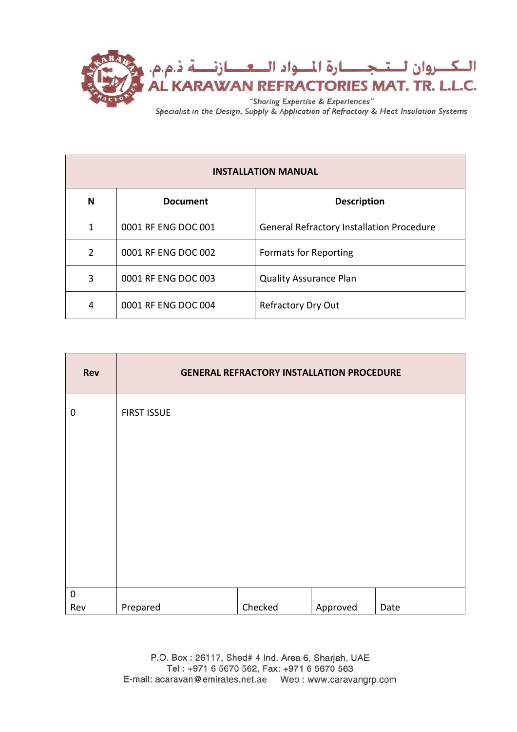الكروان لتجارة المواد العازنة ذ.م.م.

AL KARAWAN REFRACTORIES MAT. TR. L.L.C.

*"Sharing Expertise & Experiences"*

*Specialist in the Design, Supply & Application of Refractory & Heat Insulation Systems*

| INSTALLATION MANUAL | | |
|---|---|---|
| **N** | **Document** | **Description** |
| 1 | 0001 RF ENG DOC 001 | General Refractory Installation Procedure |
| 2 | 0001 RF ENG DOC 002 | Formats for Reporting |
| 3 | 0001 RF ENG DOC 003 | Quality Assurance Plan |
| 4 | 0001 RF ENG DOC 004 | Refractory Dry Out |

| **Rev** | **GENERAL REFRACTORY INSTALLATION PROCEDURE** | | | |
|---|---|---|---|---|
| 0 | FIRST ISSUE | | | |
| 0 | | | | |
| Rev | Prepared | Checked | Approved | Date |

P.O. Box : 26117, Shed# 4 Ind. Area 6, Sharjah, UAE
Tel : +971 6 5670 562, Fax: +971 6 5670 563
E-mail: acaravan@emirates.net.ae Web : www.caravangrp.com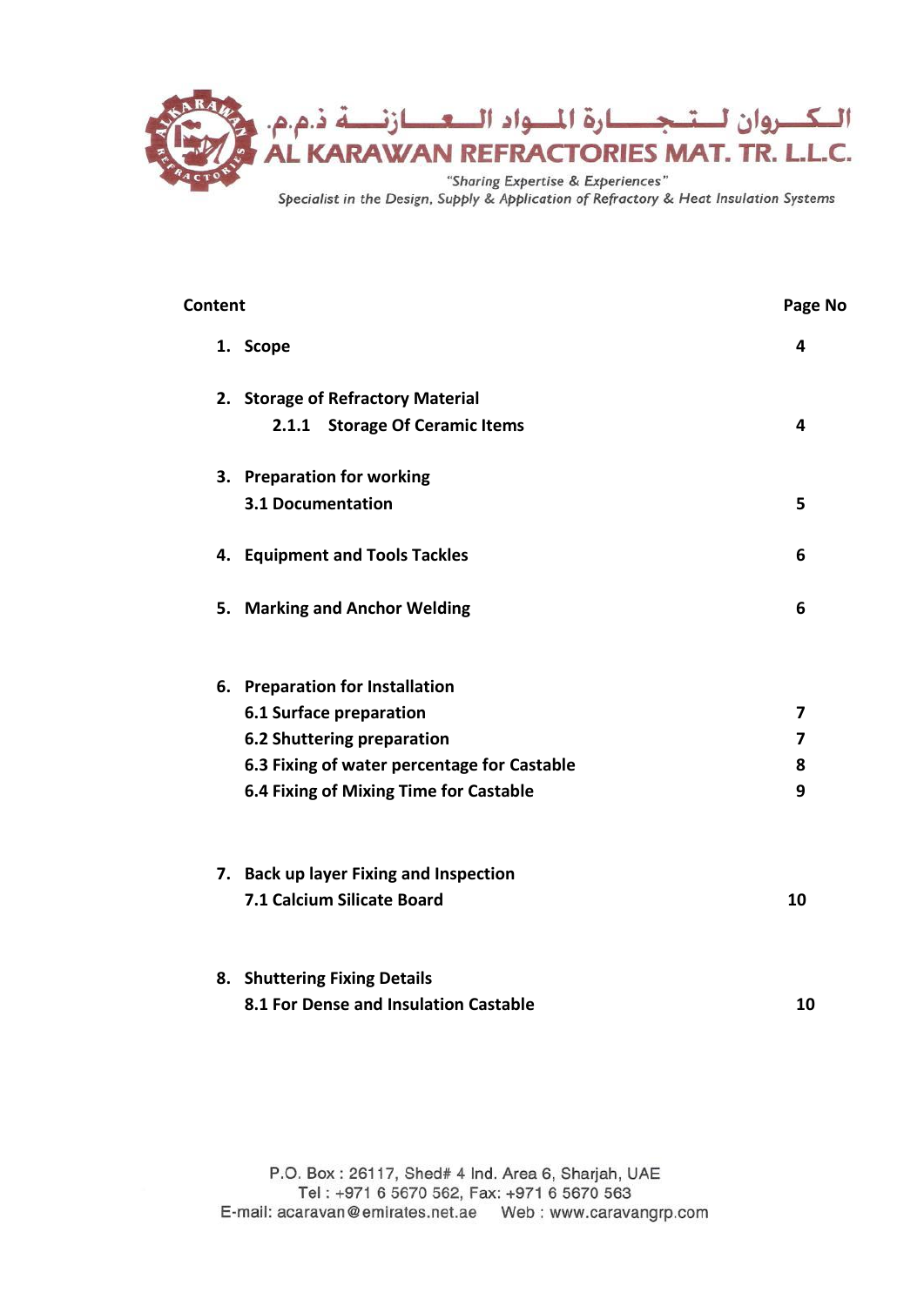| Content | Page No |
|---|---|
| 1. Scope | 4 |
| 2. Storage of Refractory Material | |
| 2.1.1 Storage Of Ceramic Items | 4 |
| 3. Preparation for working | |
| 3.1 Documentation | 5 |
| 4. Equipment and Tools Tackles | 6 |
| 5. Marking and Anchor Welding | 6 |
| 6. Preparation for Installation | |
| 6.1 Surface preparation | 7 |
| 6.2 Shuttering preparation | 7 |
| 6.3 Fixing of water percentage for Castable | 8 |
| 6.4 Fixing of Mixing Time for Castable | 9 |
| 7. Back up layer Fixing and Inspection | |
| 7.1 Calcium Silicate Board | 10 |
| 8. Shuttering Fixing Details | |
| 8.1 For Dense and Insulation Castable | 10 |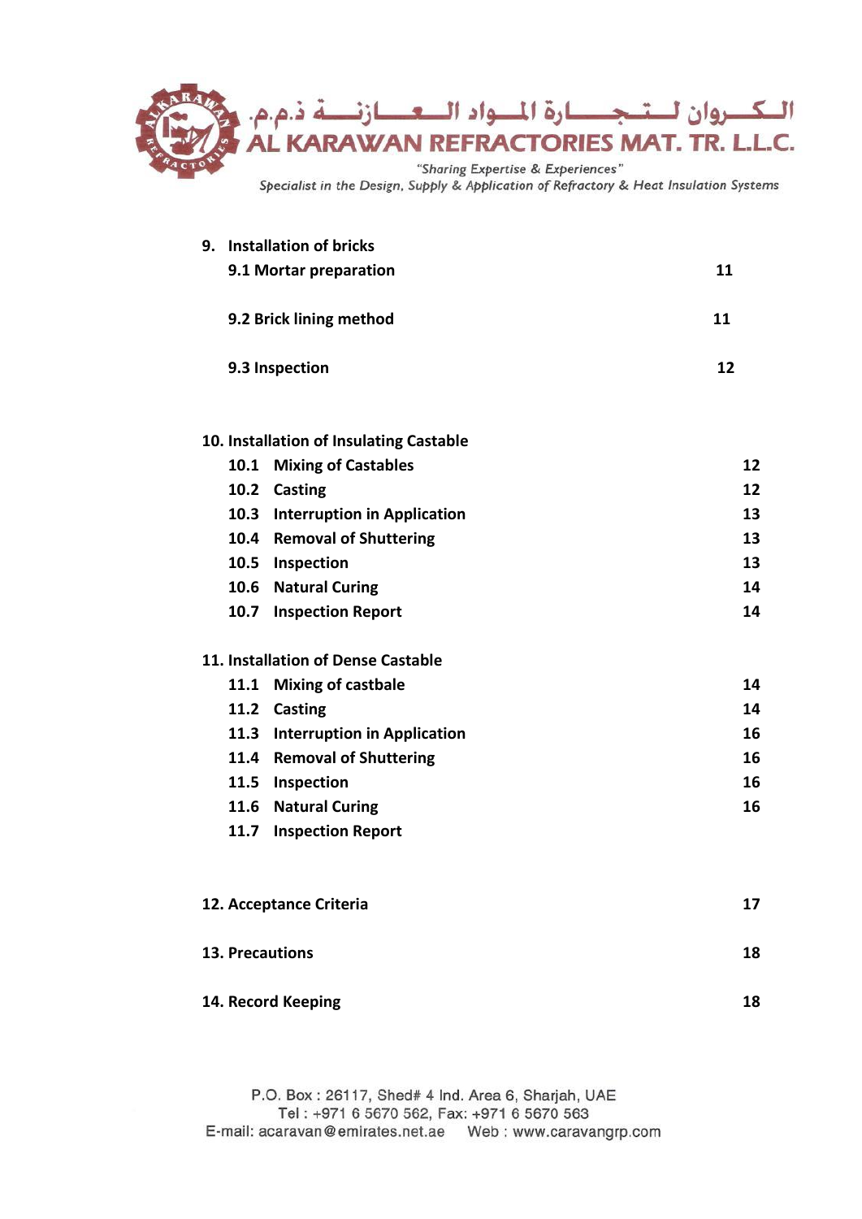| | |
|---|---|
| **9. Installation of bricks** | |
| **9.1 Mortar preparation** | **11** |
| **9.2 Brick lining method** | **11** |
| **9.3 Inspection** | **12** |
| **10. Installation of Insulating Castable** | |
| **10.1 Mixing of Castables** | **12** |
| **10.2 Casting** | **12** |
| **10.3 Interruption in Application** | **13** |
| **10.4 Removal of Shuttering** | **13** |
| **10.5 Inspection** | **13** |
| **10.6 Natural Curing** | **14** |
| **10.7 Inspection Report** | **14** |
| **11. Installation of Dense Castable** | |
| **11.1 Mixing of castbale** | **14** |
| **11.2 Casting** | **14** |
| **11.3 Interruption in Application** | **16** |
| **11.4 Removal of Shuttering** | **16** |
| **11.5 Inspection** | **16** |
| **11.6 Natural Curing** | **16** |
| **11.7 Inspection Report** | |
| **12. Acceptance Criteria** | **17** |
| **13. Precautions** | **18** |
| **14. Record Keeping** | **18** |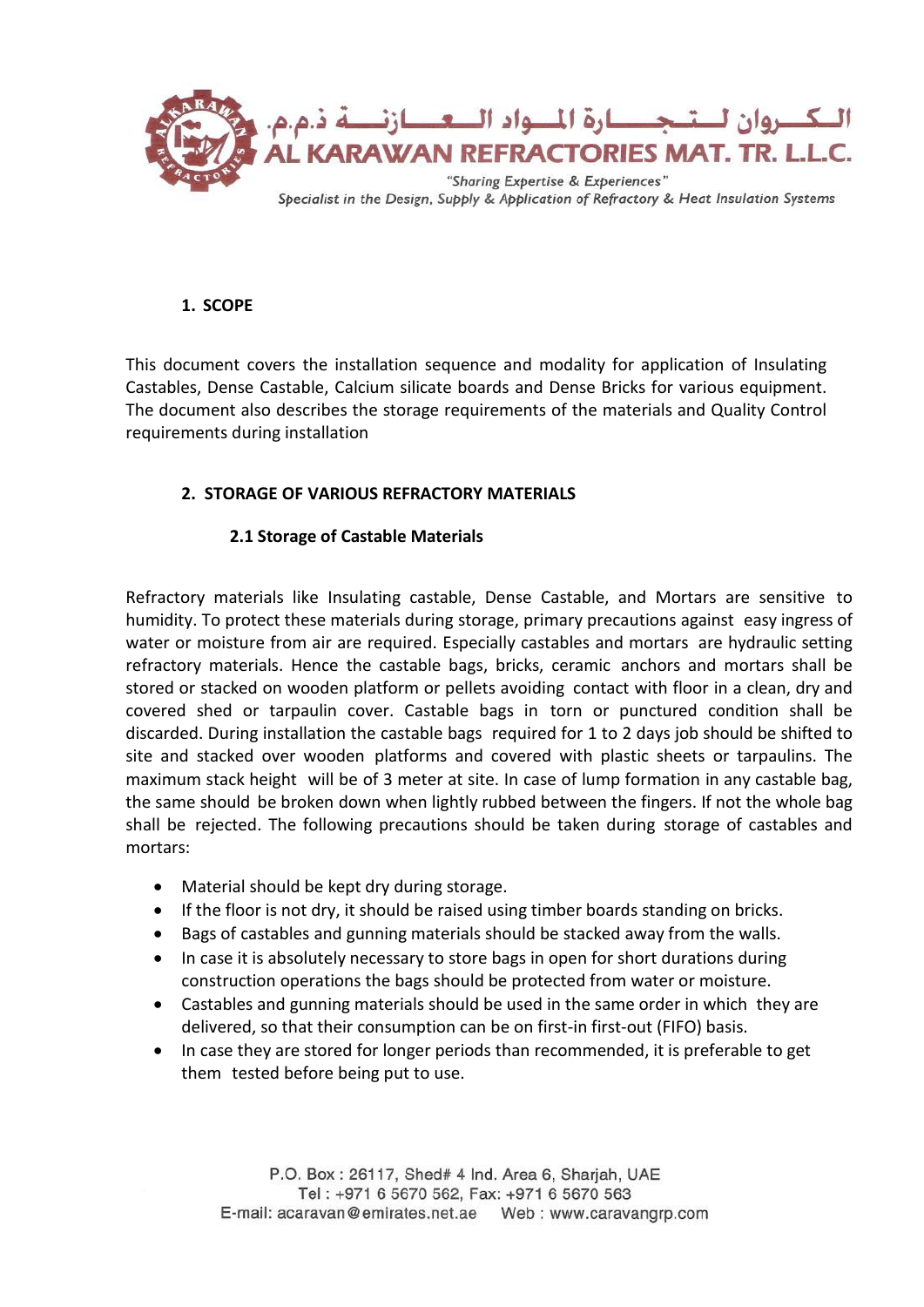## 1. SCOPE

This document covers the installation sequence and modality for application of Insulating Castables, Dense Castable, Calcium silicate boards and Dense Bricks for various equipment. The document also describes the storage requirements of the materials and Quality Control requirements during installation

## 2. STORAGE OF VARIOUS REFRACTORY MATERIALS

### 2.1 Storage of Castable Materials

Refractory materials like Insulating castable, Dense Castable, and Mortars are sensitive to humidity. To protect these materials during storage, primary precautions against easy ingress of water or moisture from air are required. Especially castables and mortars are hydraulic setting refractory materials. Hence the castable bags, bricks, ceramic anchors and mortars shall be stored or stacked on wooden platform or pellets avoiding contact with floor in a clean, dry and covered shed or tarpaulin cover. Castable bags in torn or punctured condition shall be discarded. During installation the castable bags required for 1 to 2 days job should be shifted to site and stacked over wooden platforms and covered with plastic sheets or tarpaulins. The maximum stack height will be of 3 meter at site. In case of lump formation in any castable bag, the same should be broken down when lightly rubbed between the fingers. If not the whole bag shall be rejected. The following precautions should be taken during storage of castables and mortars:

- Material should be kept dry during storage.
- If the floor is not dry, it should be raised using timber boards standing on bricks.
- Bags of castables and gunning materials should be stacked away from the walls.
- In case it is absolutely necessary to store bags in open for short durations during construction operations the bags should be protected from water or moisture.
- Castables and gunning materials should be used in the same order in which they are delivered, so that their consumption can be on first-in first-out (FIFO) basis.
- In case they are stored for longer periods than recommended, it is preferable to get them tested before being put to use.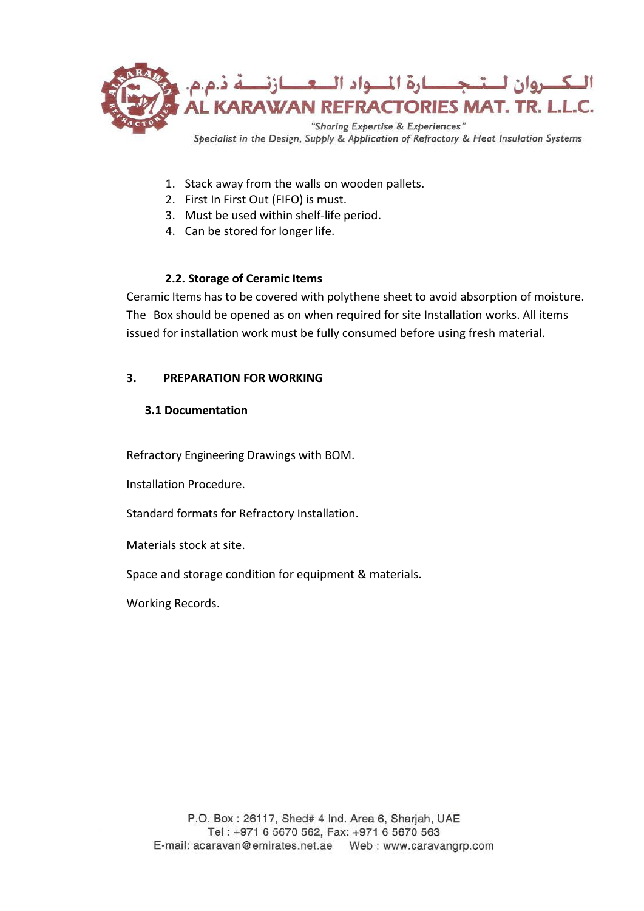1. Stack away from the walls on wooden pallets.
2. First In First Out (FIFO) is must.
3. Must be used within shelf-life period.
4. Can be stored for longer life.

### 2.2. Storage of Ceramic Items

Ceramic Items has to be covered with polythene sheet to avoid absorption of moisture. The Box should be opened as on when required for site Installation works. All items issued for installation work must be fully consumed before using fresh material.

## 3. PREPARATION FOR WORKING

### 3.1 Documentation

Refractory Engineering Drawings with BOM.

Installation Procedure.

Standard formats for Refractory Installation.

Materials stock at site.

Space and storage condition for equipment & materials.

Working Records.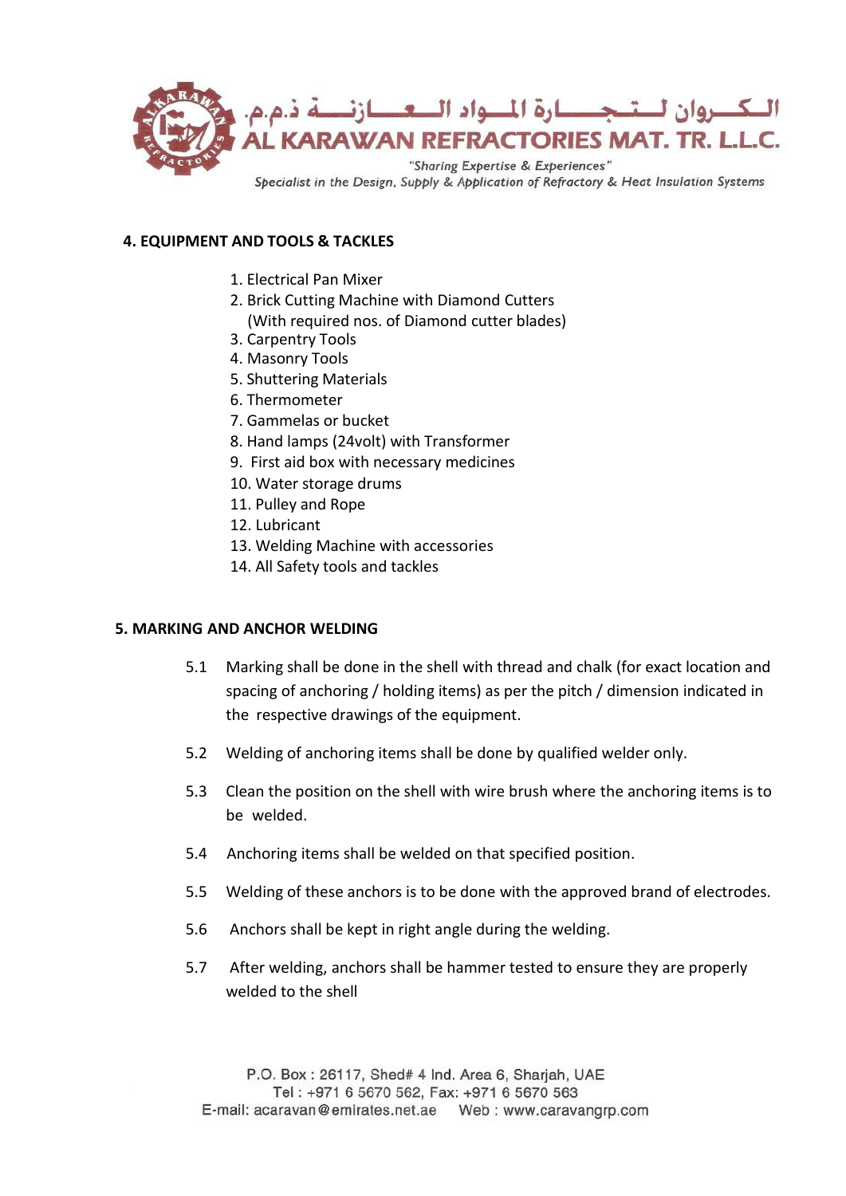## 4. EQUIPMENT AND TOOLS & TACKLES

1. Electrical Pan Mixer
2. Brick Cutting Machine with Diamond Cutters (With required nos. of Diamond cutter blades)
3. Carpentry Tools
4. Masonry Tools
5. Shuttering Materials
6. Thermometer
7. Gammelas or bucket
8. Hand lamps (24volt) with Transformer
9. First aid box with necessary medicines
10. Water storage drums
11. Pulley and Rope
12. Lubricant
13. Welding Machine with accessories
14. All Safety tools and tackles

## 5. MARKING AND ANCHOR WELDING

5.1 Marking shall be done in the shell with thread and chalk (for exact location and spacing of anchoring / holding items) as per the pitch / dimension indicated in the respective drawings of the equipment.

5.2 Welding of anchoring items shall be done by qualified welder only.

5.3 Clean the position on the shell with wire brush where the anchoring items is to be welded.

5.4 Anchoring items shall be welded on that specified position.

5.5 Welding of these anchors is to be done with the approved brand of electrodes.

5.6 Anchors shall be kept in right angle during the welding.

5.7 After welding, anchors shall be hammer tested to ensure they are properly welded to the shell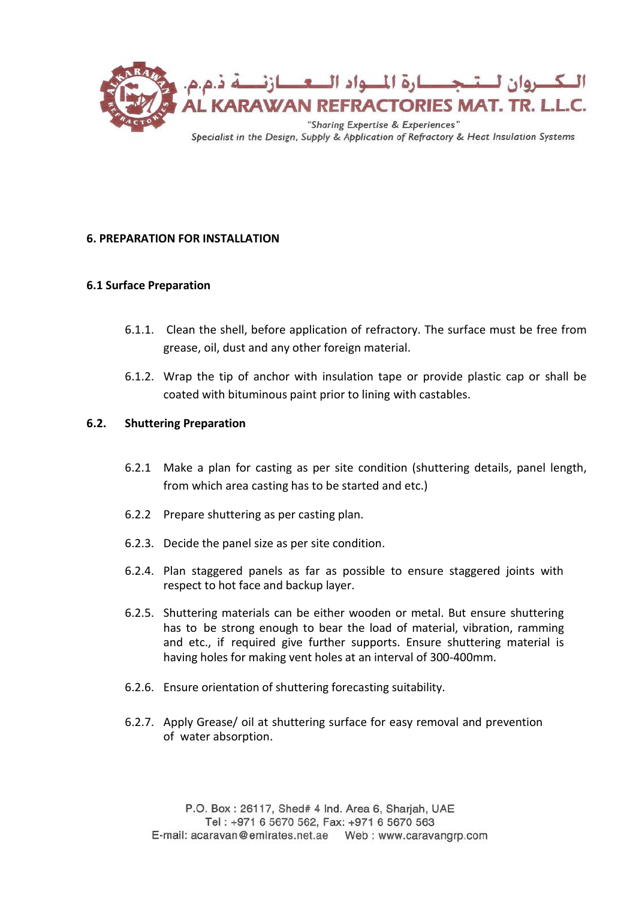## 6. PREPARATION FOR INSTALLATION

### 6.1 Surface Preparation

6.1.1. Clean the shell, before application of refractory. The surface must be free from grease, oil, dust and any other foreign material.

6.1.2. Wrap the tip of anchor with insulation tape or provide plastic cap or shall be coated with bituminous paint prior to lining with castables.

### 6.2. Shuttering Preparation

6.2.1 Make a plan for casting as per site condition (shuttering details, panel length, from which area casting has to be started and etc.)

6.2.2 Prepare shuttering as per casting plan.

6.2.3. Decide the panel size as per site condition.

6.2.4. Plan staggered panels as far as possible to ensure staggered joints with respect to hot face and backup layer.

6.2.5. Shuttering materials can be either wooden or metal. But ensure shuttering has to be strong enough to bear the load of material, vibration, ramming and etc., if required give further supports. Ensure shuttering material is having holes for making vent holes at an interval of 300-400mm.

6.2.6. Ensure orientation of shuttering forecasting suitability.

6.2.7. Apply Grease/ oil at shuttering surface for easy removal and prevention of water absorption.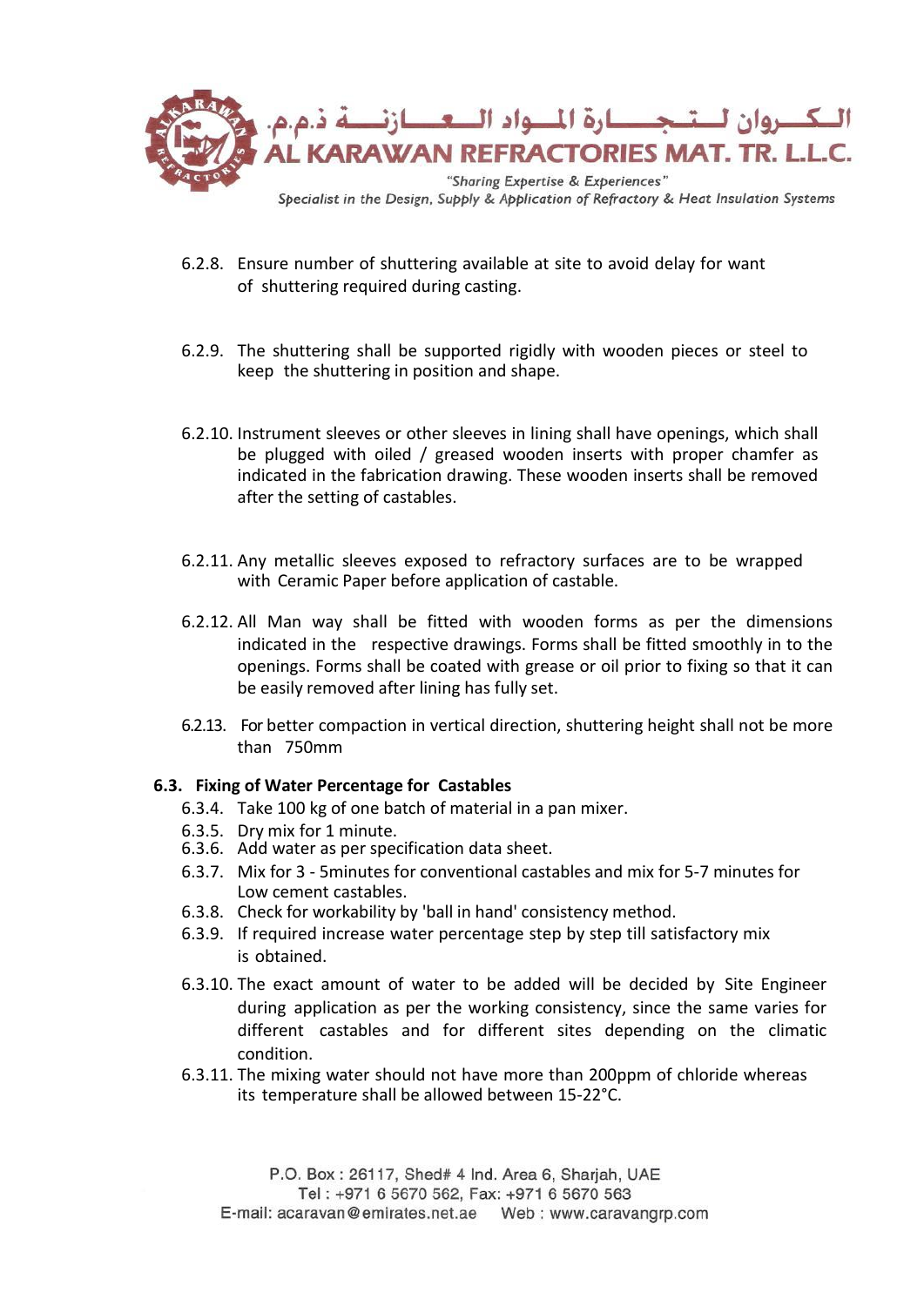6.2.8. Ensure number of shuttering available at site to avoid delay for want of shuttering required during casting.

6.2.9. The shuttering shall be supported rigidly with wooden pieces or steel to keep the shuttering in position and shape.

6.2.10. Instrument sleeves or other sleeves in lining shall have openings, which shall be plugged with oiled / greased wooden inserts with proper chamfer as indicated in the fabrication drawing. These wooden inserts shall be removed after the setting of castables.

6.2.11. Any metallic sleeves exposed to refractory surfaces are to be wrapped with Ceramic Paper before application of castable.

6.2.12. All Man way shall be fitted with wooden forms as per the dimensions indicated in the respective drawings. Forms shall be fitted smoothly in to the openings. Forms shall be coated with grease or oil prior to fixing so that it can be easily removed after lining has fully set.

6.2.13. For better compaction in vertical direction, shuttering height shall not be more than 750mm

## 6.3. Fixing of Water Percentage for Castables

6.3.4. Take 100 kg of one batch of material in a pan mixer.

6.3.5. Dry mix for 1 minute.

6.3.6. Add water as per specification data sheet.

6.3.7. Mix for 3 - 5minutes for conventional castables and mix for 5-7 minutes for Low cement castables.

6.3.8. Check for workability by 'ball in hand' consistency method.

6.3.9. If required increase water percentage step by step till satisfactory mix is obtained.

6.3.10. The exact amount of water to be added will be decided by Site Engineer during application as per the working consistency, since the same varies for different castables and for different sites depending on the climatic condition.

6.3.11. The mixing water should not have more than 200ppm of chloride whereas its temperature shall be allowed between 15-22°C.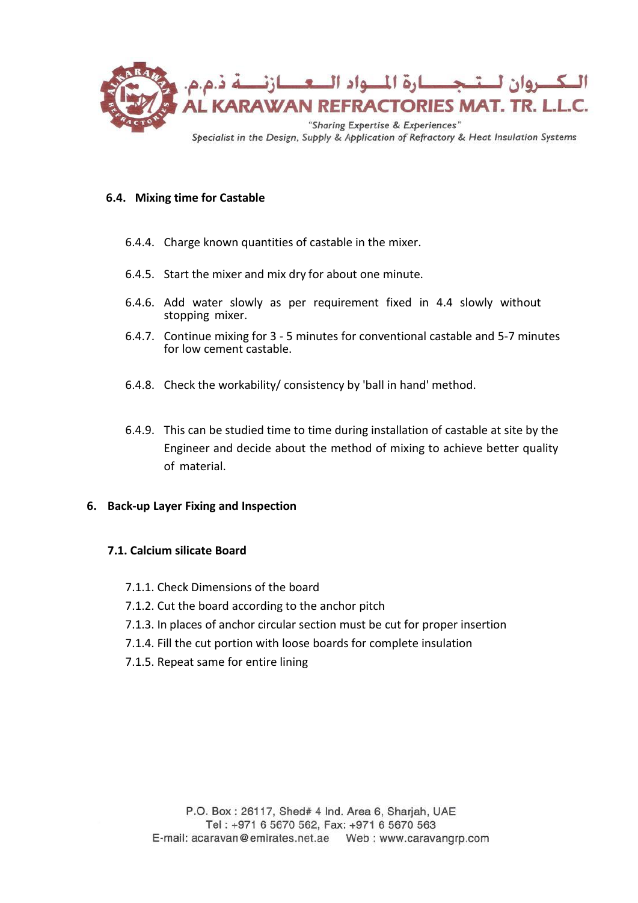### 6.4. Mixing time for Castable

6.4.4. Charge known quantities of castable in the mixer.

6.4.5. Start the mixer and mix dry for about one minute.

6.4.6. Add water slowly as per requirement fixed in 4.4 slowly without stopping mixer.

6.4.7. Continue mixing for 3 - 5 minutes for conventional castable and 5-7 minutes for low cement castable.

6.4.8. Check the workability/ consistency by 'ball in hand' method.

6.4.9. This can be studied time to time during installation of castable at site by the Engineer and decide about the method of mixing to achieve better quality of material.

## 6. Back-up Layer Fixing and Inspection

### 7.1. Calcium silicate Board

7.1.1. Check Dimensions of the board
7.1.2. Cut the board according to the anchor pitch
7.1.3. In places of anchor circular section must be cut for proper insertion
7.1.4. Fill the cut portion with loose boards for complete insulation
7.1.5. Repeat same for entire lining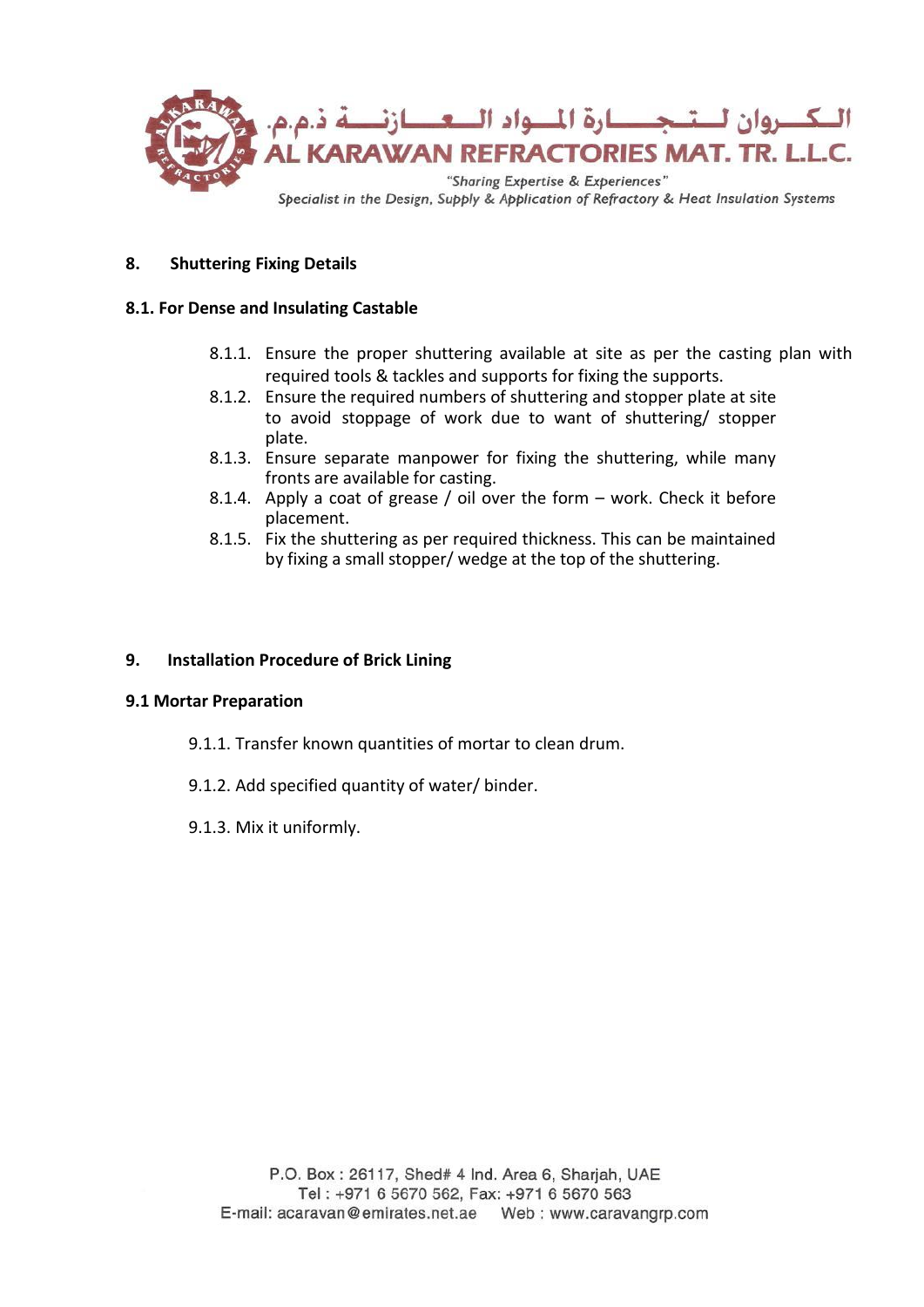## 8. Shuttering Fixing Details

### 8.1. For Dense and Insulating Castable

8.1.1. Ensure the proper shuttering available at site as per the casting plan with required tools & tackles and supports for fixing the supports.

8.1.2. Ensure the required numbers of shuttering and stopper plate at site to avoid stoppage of work due to want of shuttering/ stopper plate.

8.1.3. Ensure separate manpower for fixing the shuttering, while many fronts are available for casting.

8.1.4. Apply a coat of grease / oil over the form – work. Check it before placement.

8.1.5. Fix the shuttering as per required thickness. This can be maintained by fixing a small stopper/ wedge at the top of the shuttering.

## 9. Installation Procedure of Brick Lining

### 9.1 Mortar Preparation

9.1.1. Transfer known quantities of mortar to clean drum.

9.1.2. Add specified quantity of water/ binder.

9.1.3. Mix it uniformly.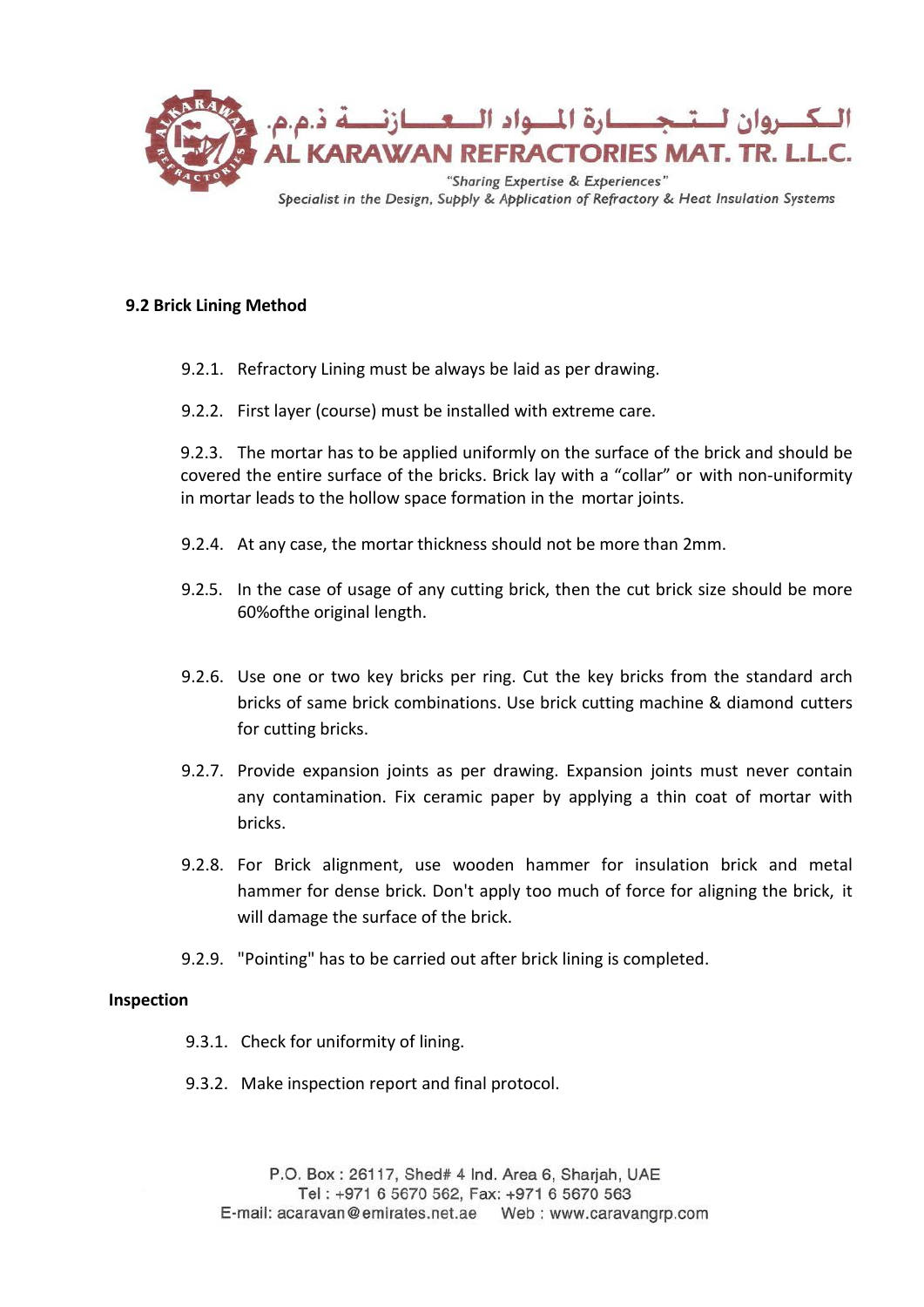## 9.2 Brick Lining Method

9.2.1. Refractory Lining must be always be laid as per drawing.

9.2.2. First layer (course) must be installed with extreme care.

9.2.3. The mortar has to be applied uniformly on the surface of the brick and should be covered the entire surface of the bricks. Brick lay with a "collar" or with non-uniformity in mortar leads to the hollow space formation in the mortar joints.

9.2.4. At any case, the mortar thickness should not be more than 2mm.

9.2.5. In the case of usage of any cutting brick, then the cut brick size should be more 60%ofthe original length.

9.2.6. Use one or two key bricks per ring. Cut the key bricks from the standard arch bricks of same brick combinations. Use brick cutting machine & diamond cutters for cutting bricks.

9.2.7. Provide expansion joints as per drawing. Expansion joints must never contain any contamination. Fix ceramic paper by applying a thin coat of mortar with bricks.

9.2.8. For Brick alignment, use wooden hammer for insulation brick and metal hammer for dense brick. Don't apply too much of force for aligning the brick, it will damage the surface of the brick.

9.2.9. "Pointing" has to be carried out after brick lining is completed.

**Inspection**

9.3.1. Check for uniformity of lining.

9.3.2. Make inspection report and final protocol.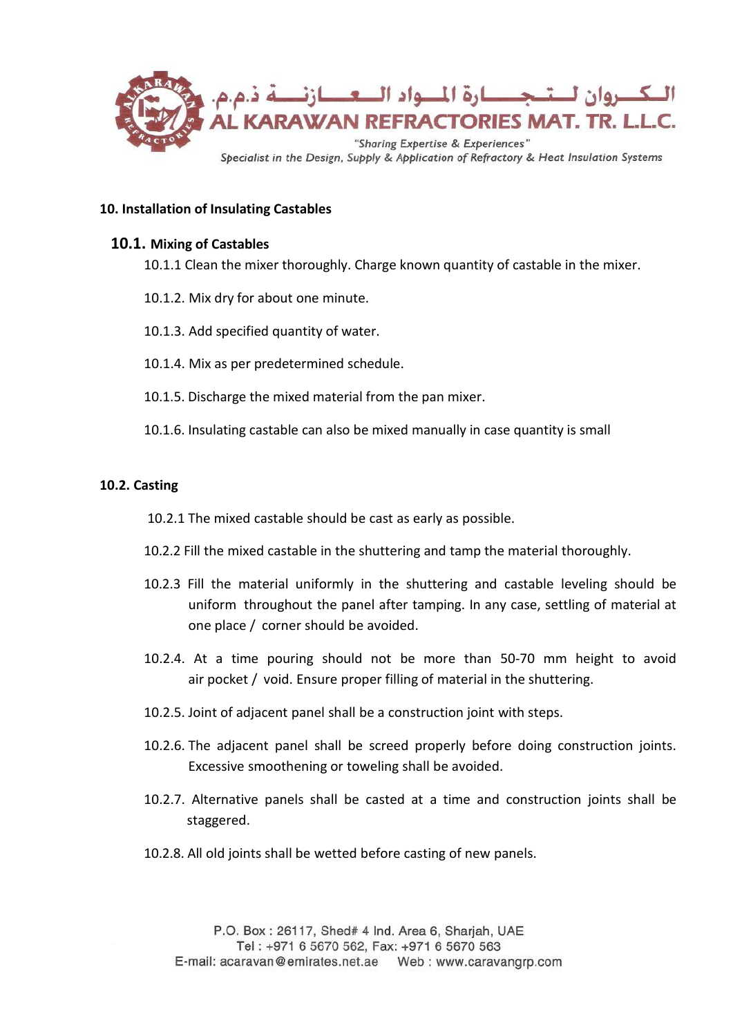## 10. Installation of Insulating Castables

### 10.1. Mixing of Castables

10.1.1 Clean the mixer thoroughly. Charge known quantity of castable in the mixer.

10.1.2. Mix dry for about one minute.

10.1.3. Add specified quantity of water.

10.1.4. Mix as per predetermined schedule.

10.1.5. Discharge the mixed material from the pan mixer.

10.1.6. Insulating castable can also be mixed manually in case quantity is small

### 10.2. Casting

10.2.1 The mixed castable should be cast as early as possible.

10.2.2 Fill the mixed castable in the shuttering and tamp the material thoroughly.

10.2.3 Fill the material uniformly in the shuttering and castable leveling should be uniform throughout the panel after tamping. In any case, settling of material at one place / corner should be avoided.

10.2.4. At a time pouring should not be more than 50-70 mm height to avoid air pocket / void. Ensure proper filling of material in the shuttering.

10.2.5. Joint of adjacent panel shall be a construction joint with steps.

10.2.6. The adjacent panel shall be screed properly before doing construction joints. Excessive smoothening or toweling shall be avoided.

10.2.7. Alternative panels shall be casted at a time and construction joints shall be staggered.

10.2.8. All old joints shall be wetted before casting of new panels.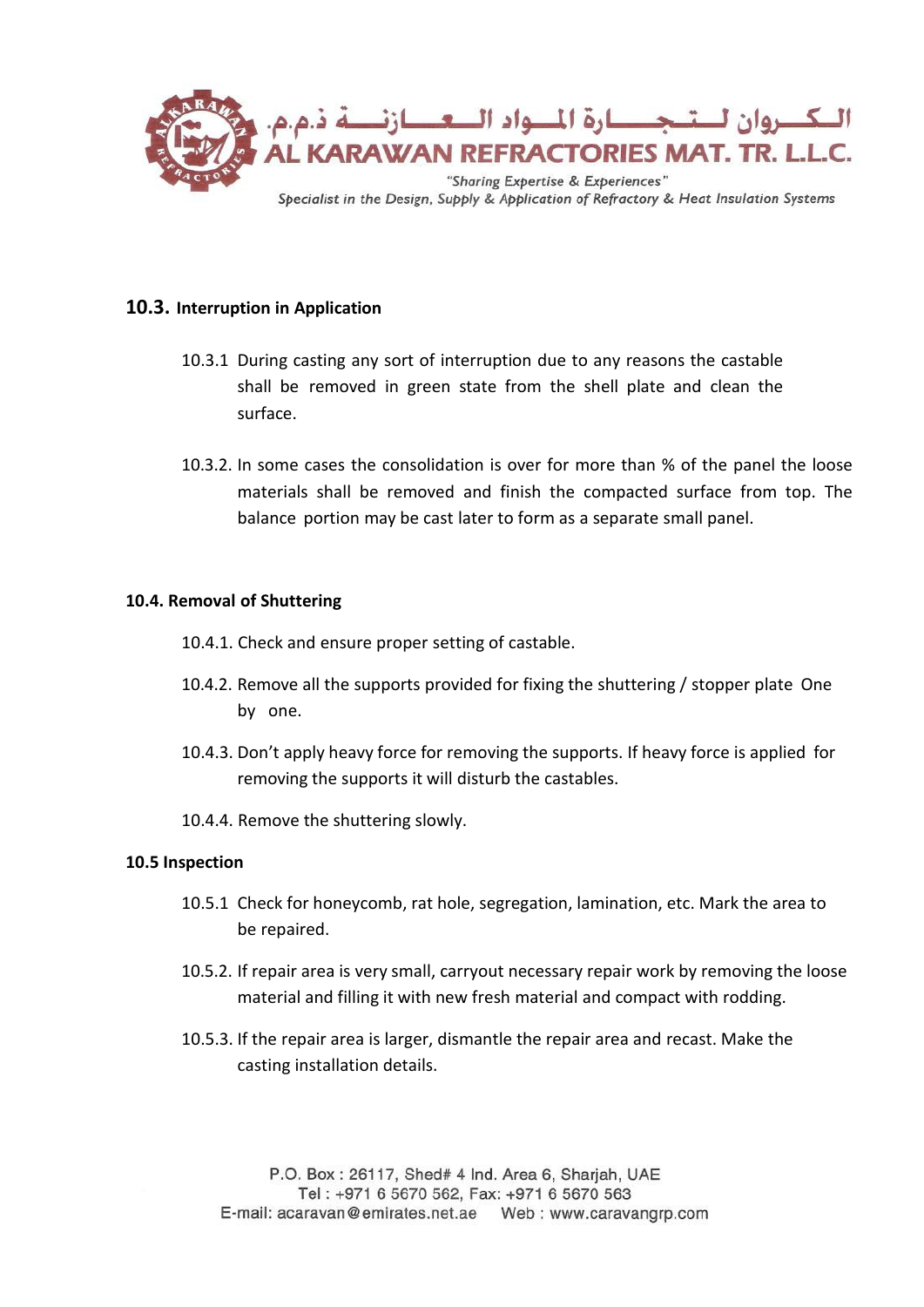## 10.3. Interruption in Application

10.3.1 During casting any sort of interruption due to any reasons the castable shall be removed in green state from the shell plate and clean the surface.

10.3.2. In some cases the consolidation is over for more than % of the panel the loose materials shall be removed and finish the compacted surface from top. The balance portion may be cast later to form as a separate small panel.

### 10.4. Removal of Shuttering

10.4.1. Check and ensure proper setting of castable.

10.4.2. Remove all the supports provided for fixing the shuttering / stopper plate One by one.

10.4.3. Don't apply heavy force for removing the supports. If heavy force is applied for removing the supports it will disturb the castables.

10.4.4. Remove the shuttering slowly.

### 10.5 Inspection

10.5.1 Check for honeycomb, rat hole, segregation, lamination, etc. Mark the area to be repaired.

10.5.2. If repair area is very small, carryout necessary repair work by removing the loose material and filling it with new fresh material and compact with rodding.

10.5.3. If the repair area is larger, dismantle the repair area and recast. Make the casting installation details.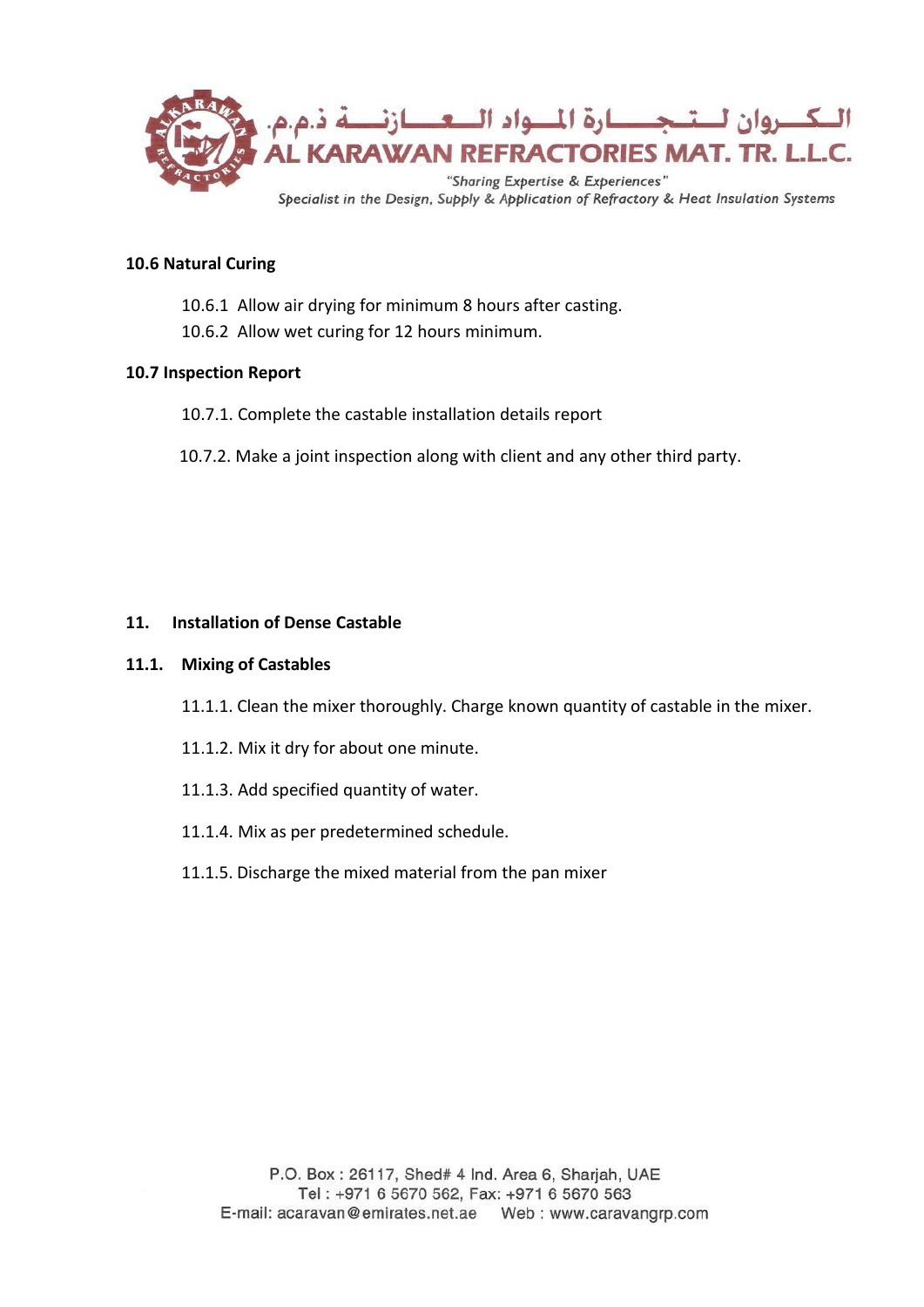### 10.6 Natural Curing

10.6.1 Allow air drying for minimum 8 hours after casting.

10.6.2 Allow wet curing for 12 hours minimum.

### 10.7 Inspection Report

10.7.1. Complete the castable installation details report

10.7.2. Make a joint inspection along with client and any other third party.

## 11. Installation of Dense Castable

### 11.1. Mixing of Castables

11.1.1. Clean the mixer thoroughly. Charge known quantity of castable in the mixer.

11.1.2. Mix it dry for about one minute.

11.1.3. Add specified quantity of water.

11.1.4. Mix as per predetermined schedule.

11.1.5. Discharge the mixed material from the pan mixer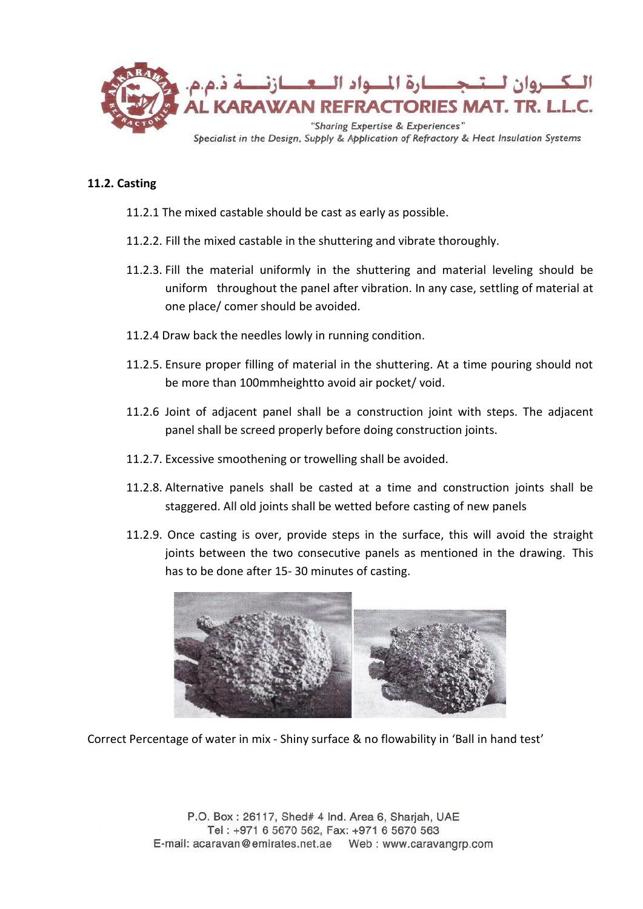### 11.2. Casting

11.2.1 The mixed castable should be cast as early as possible.

11.2.2. Fill the mixed castable in the shuttering and vibrate thoroughly.

11.2.3. Fill the material uniformly in the shuttering and material leveling should be uniform throughout the panel after vibration. In any case, settling of material at one place/ comer should be avoided.

11.2.4 Draw back the needles lowly in running condition.

11.2.5. Ensure proper filling of material in the shuttering. At a time pouring should not be more than 100mmheightto avoid air pocket/ void.

11.2.6 Joint of adjacent panel shall be a construction joint with steps. The adjacent panel shall be screed properly before doing construction joints.

11.2.7. Excessive smoothening or trowelling shall be avoided.

11.2.8. Alternative panels shall be casted at a time and construction joints shall be staggered. All old joints shall be wetted before casting of new panels

11.2.9. Once casting is over, provide steps in the surface, this will avoid the straight joints between the two consecutive panels as mentioned in the drawing. This has to be done after 15- 30 minutes of casting.

Correct Percentage of water in mix - Shiny surface & no flowability in 'Ball in hand test'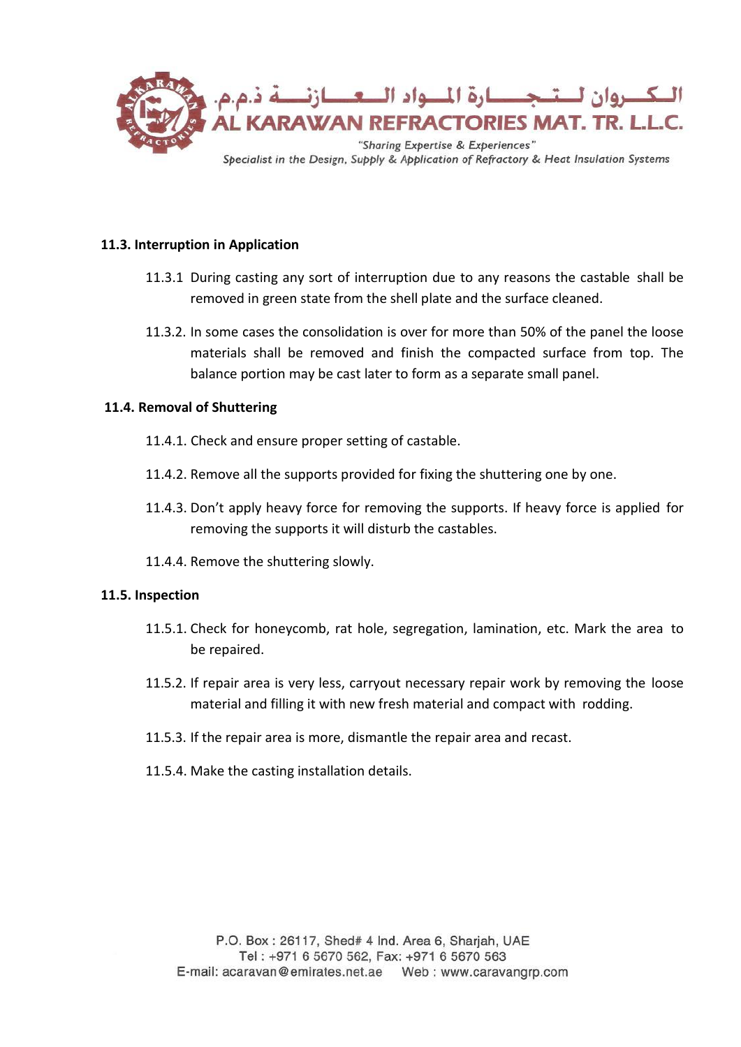### 11.3. Interruption in Application

11.3.1 During casting any sort of interruption due to any reasons the castable shall be removed in green state from the shell plate and the surface cleaned.

11.3.2. In some cases the consolidation is over for more than 50% of the panel the loose materials shall be removed and finish the compacted surface from top. The balance portion may be cast later to form as a separate small panel.

### 11.4. Removal of Shuttering

11.4.1. Check and ensure proper setting of castable.

11.4.2. Remove all the supports provided for fixing the shuttering one by one.

11.4.3. Don't apply heavy force for removing the supports. If heavy force is applied for removing the supports it will disturb the castables.

11.4.4. Remove the shuttering slowly.

### 11.5. Inspection

11.5.1. Check for honeycomb, rat hole, segregation, lamination, etc. Mark the area to be repaired.

11.5.2. If repair area is very less, carryout necessary repair work by removing the loose material and filling it with new fresh material and compact with rodding.

11.5.3. If the repair area is more, dismantle the repair area and recast.

11.5.4. Make the casting installation details.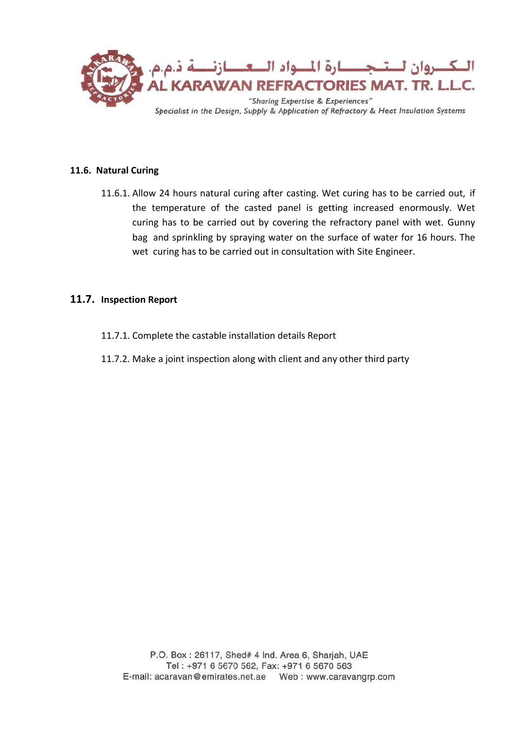### 11.6. Natural Curing

11.6.1. Allow 24 hours natural curing after casting. Wet curing has to be carried out, if the temperature of the casted panel is getting increased enormously. Wet curing has to be carried out by covering the refractory panel with wet. Gunny bag and sprinkling by spraying water on the surface of water for 16 hours. The wet curing has to be carried out in consultation with Site Engineer.

### 11.7. Inspection Report

11.7.1. Complete the castable installation details Report

11.7.2. Make a joint inspection along with client and any other third party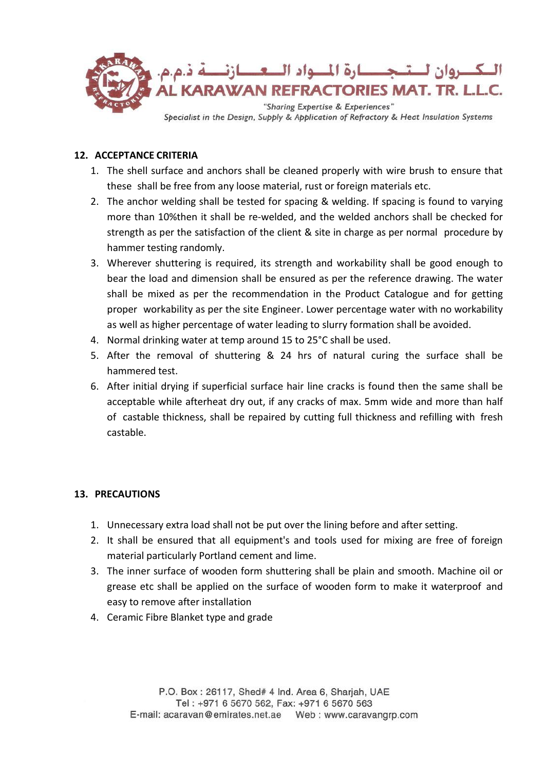## 12. ACCEPTANCE CRITERIA

1. The shell surface and anchors shall be cleaned properly with wire brush to ensure that these shall be free from any loose material, rust or foreign materials etc.
2. The anchor welding shall be tested for spacing & welding. If spacing is found to varying more than 10%then it shall be re-welded, and the welded anchors shall be checked for strength as per the satisfaction of the client & site in charge as per normal procedure by hammer testing randomly.
3. Wherever shuttering is required, its strength and workability shall be good enough to bear the load and dimension shall be ensured as per the reference drawing. The water shall be mixed as per the recommendation in the Product Catalogue and for getting proper workability as per the site Engineer. Lower percentage water with no workability as well as higher percentage of water leading to slurry formation shall be avoided.
4. Normal drinking water at temp around 15 to 25°C shall be used.
5. After the removal of shuttering & 24 hrs of natural curing the surface shall be hammered test.
6. After initial drying if superficial surface hair line cracks is found then the same shall be acceptable while afterheat dry out, if any cracks of max. 5mm wide and more than half of castable thickness, shall be repaired by cutting full thickness and refilling with fresh castable.

## 13. PRECAUTIONS

1. Unnecessary extra load shall not be put over the lining before and after setting.
2. It shall be ensured that all equipment's and tools used for mixing are free of foreign material particularly Portland cement and lime.
3. The inner surface of wooden form shuttering shall be plain and smooth. Machine oil or grease etc shall be applied on the surface of wooden form to make it waterproof and easy to remove after installation
4. Ceramic Fibre Blanket type and grade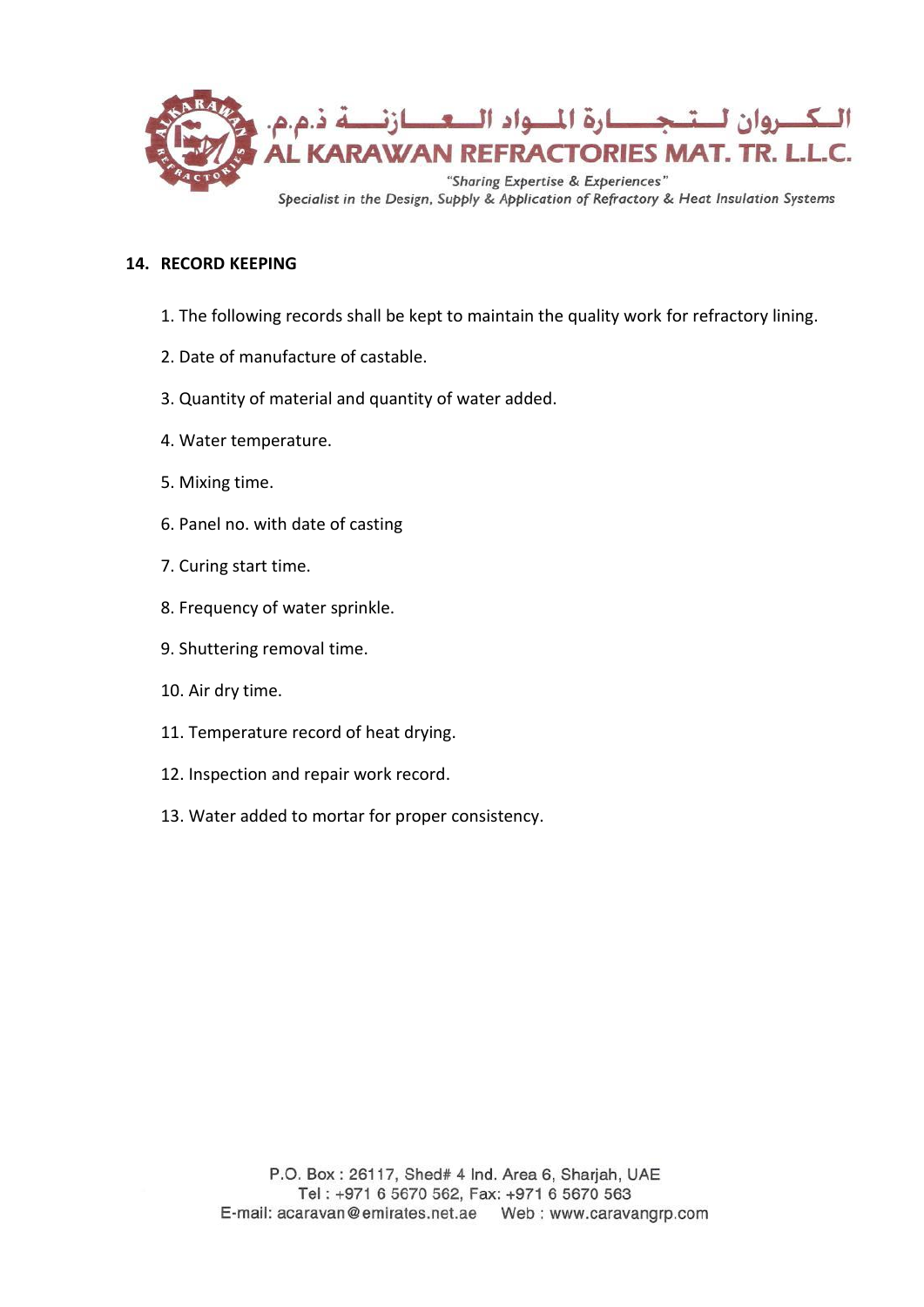## 14. RECORD KEEPING

1. The following records shall be kept to maintain the quality work for refractory lining.
2. Date of manufacture of castable.
3. Quantity of material and quantity of water added.
4. Water temperature.
5. Mixing time.
6. Panel no. with date of casting
7. Curing start time.
8. Frequency of water sprinkle.
9. Shuttering removal time.
10. Air dry time.
11. Temperature record of heat drying.
12. Inspection and repair work record.
13. Water added to mortar for proper consistency.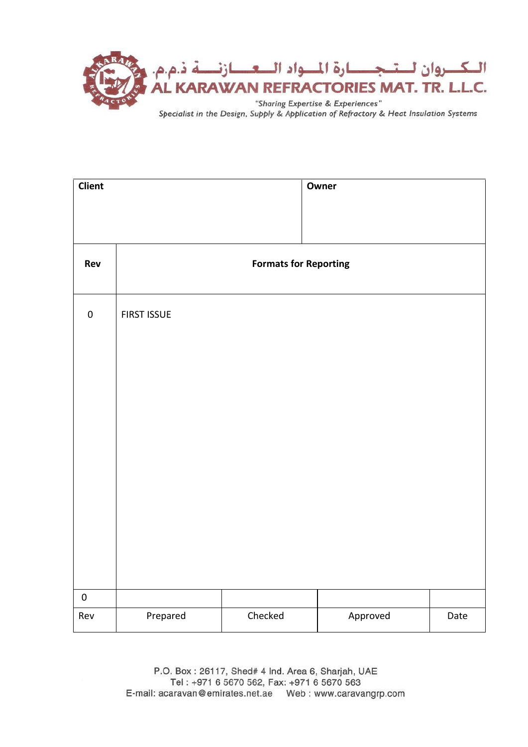الــكـــروان لــتــجـــــارة المـــواد الــعـــــازنــــة ذ.م.م.

**AL KARAWAN REFRACTORIES MAT. TR. L.L.C.**

*"Sharing Expertise & Experiences"*

*Specialist in the Design, Supply & Application of Refractory & Heat Insulation Systems*

| **Client** | | | **Owner** | |
|---|---|---|---|---|
| **Rev** | **Formats for Reporting** | | | |
| 0 | FIRST ISSUE | | | |
| 0 | | | | |
| Rev | Prepared | Checked | Approved | Date |

P.O. Box : 26117, Shed# 4 Ind. Area 6, Sharjah, UAE
Tel : +971 6 5670 562, Fax: +971 6 5670 563
E-mail: acaravan@emirates.net.ae Web : www.caravangrp.com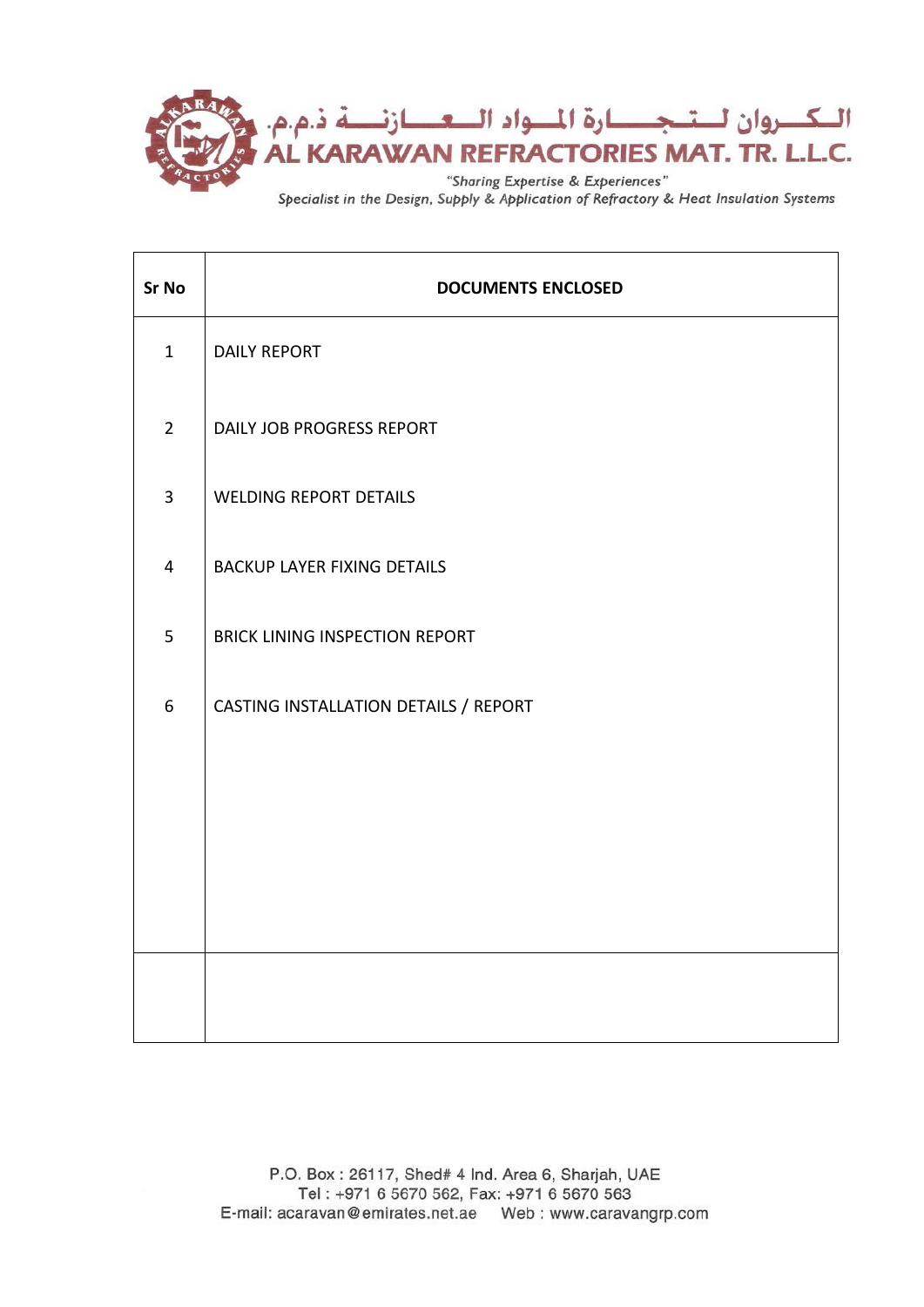الـكـــروان لـــتـــجــــــارة المـــواد الـــعـــــازنــــة ذ.م.م.

**AL KARAWAN REFRACTORIES MAT. TR. L.L.C.**

*"Sharing Expertise & Experiences"*

*Specialist in the Design, Supply & Application of Refractory & Heat Insulation Systems*

| Sr No | DOCUMENTS ENCLOSED |
|---|---|
| 1 | DAILY REPORT |
| 2 | DAILY JOB PROGRESS REPORT |
| 3 | WELDING REPORT DETAILS |
| 4 | BACKUP LAYER FIXING DETAILS |
| 5 | BRICK LINING INSPECTION REPORT |
| 6 | CASTING INSTALLATION DETAILS / REPORT |
| | |

P.O. Box : 26117, Shed# 4 Ind. Area 6, Sharjah, UAE
Tel : +971 6 5670 562, Fax: +971 6 5670 563
E-mail: acaravan@emirates.net.ae Web : www.caravangrp.com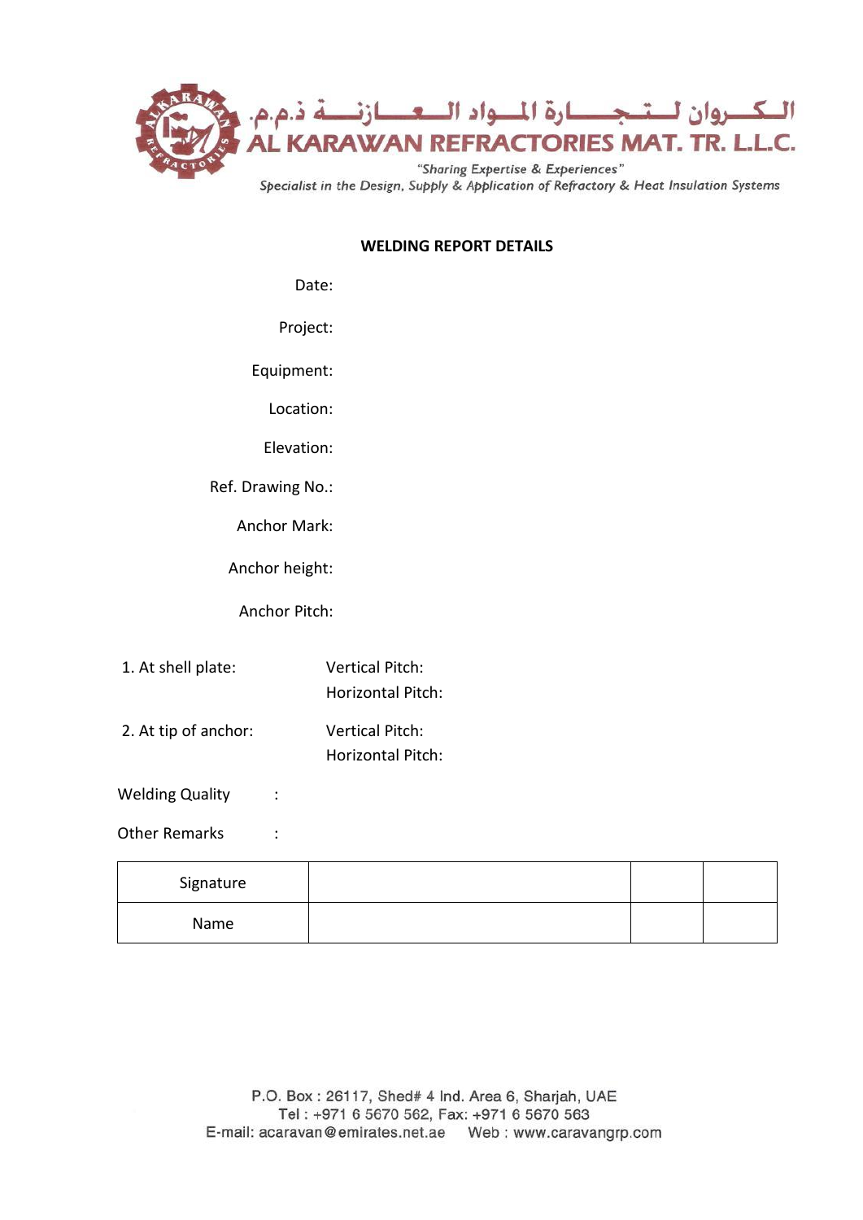الــكـــروان لـــتــجــــارة المـــواد الـــعــــازنـــة ذ.م.م.

AL KARAWAN REFRACTORIES MAT. TR. L.L.C.

*"Sharing Expertise & Experiences"*

*Specialist in the Design, Supply & Application of Refractory & Heat Insulation Systems*

**WELDING REPORT DETAILS**

Date:

Project:

Equipment:

Location:

Elevation:

Ref. Drawing No.:

Anchor Mark:

Anchor height:

Anchor Pitch:

1. At shell plate: Vertical Pitch:
   Horizontal Pitch:

2. At tip of anchor: Vertical Pitch:
   Horizontal Pitch:

Welding Quality :

Other Remarks :

| Signature | | | |
|---|---|---|---|
| Name | | | |

P.O. Box : 26117, Shed# 4 Ind. Area 6, Sharjah, UAE
Tel : +971 6 5670 562, Fax: +971 6 5670 563
E-mail: acaravan@emirates.net.ae Web : www.caravangrp.com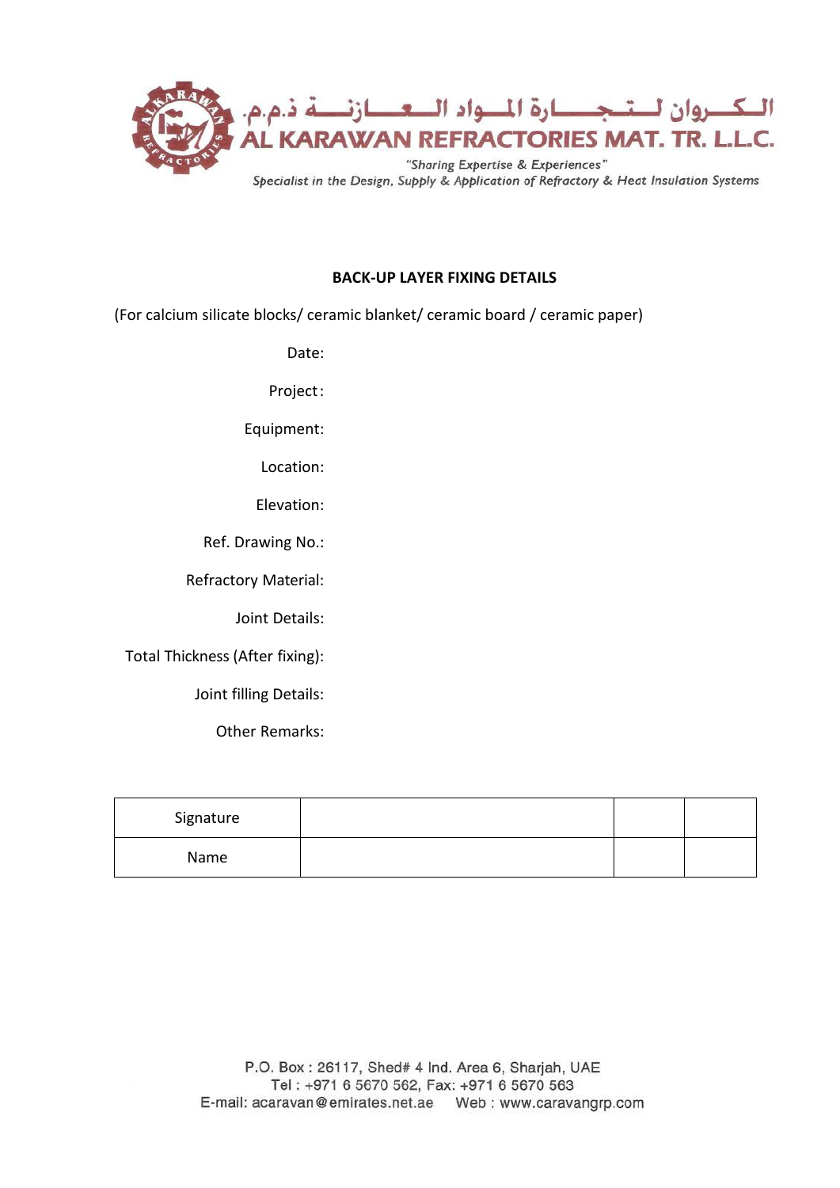الكـــروان لـــتـــجـــارة المـــواد الـــعـــازنـــة ذ.م.م.

AL KARAWAN REFRACTORIES MAT. TR. L.L.C.

*"Sharing Expertise & Experiences"*

*Specialist in the Design, Supply & Application of Refractory & Heat Insulation Systems*

**BACK-UP LAYER FIXING DETAILS**

(For calcium silicate blocks/ ceramic blanket/ ceramic board / ceramic paper)

Date:

Project:

Equipment:

Location:

Elevation:

Ref. Drawing No.:

Refractory Material:

Joint Details:

Total Thickness (After fixing):

Joint filling Details:

Other Remarks:

| Signature | | | |
|---|---|---|---|
| Name | | | |

P.O. Box : 26117, Shed# 4 Ind. Area 6, Sharjah, UAE
Tel : +971 6 5670 562, Fax: +971 6 5670 563
E-mail: acaravan@emirates.net.ae Web : www.caravangrp.com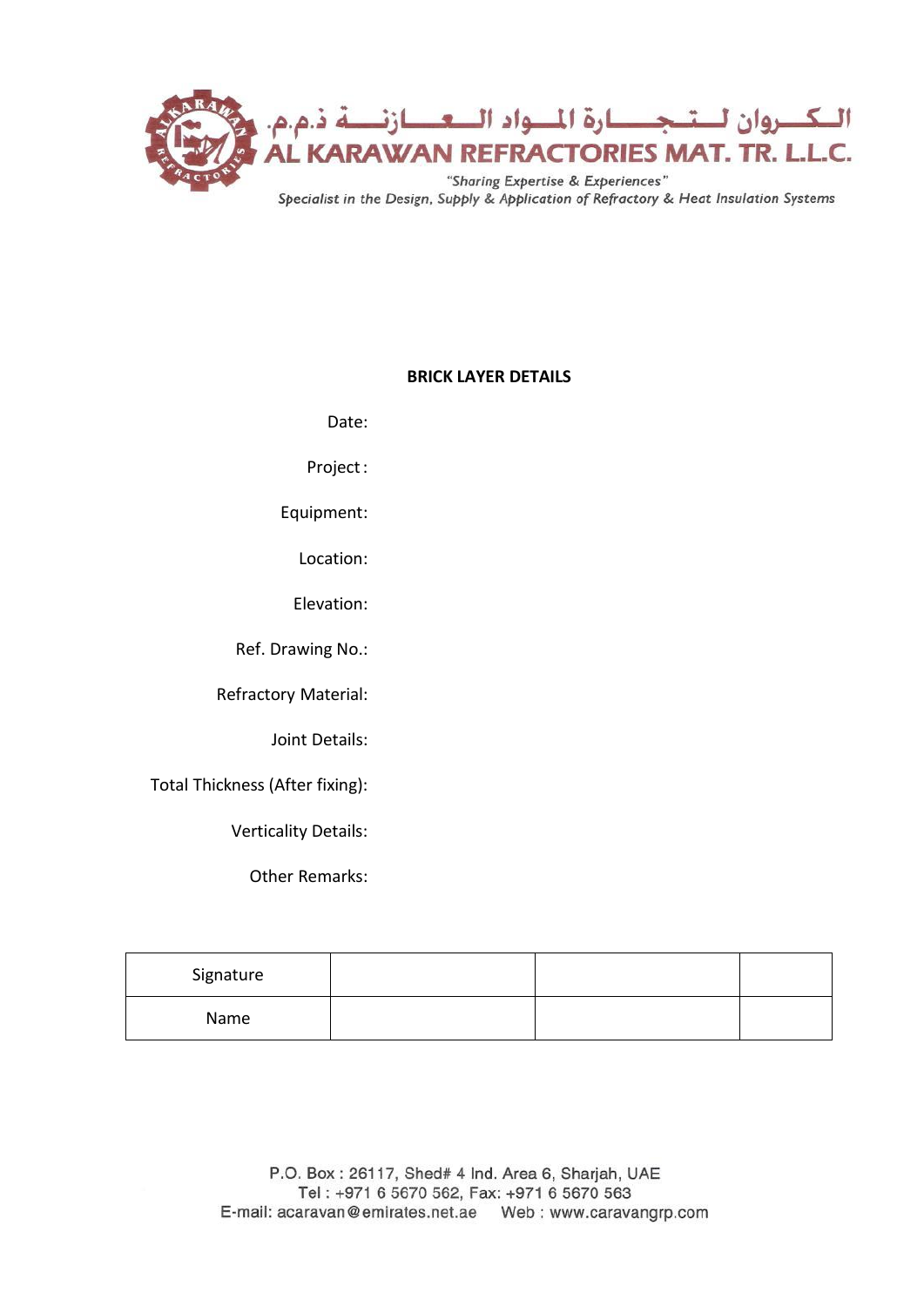الـكــــروان لـــتـجــــــارة المـــواد الـــعــــــازنــــة ذ.م.م.

AL KARAWAN REFRACTORIES MAT. TR. L.L.C.

*"Sharing Expertise & Experiences"*

*Specialist in the Design, Supply & Application of Refractory & Heat Insulation Systems*

**BRICK LAYER DETAILS**

Date:

Project :

Equipment:

Location:

Elevation:

Ref. Drawing No.:

Refractory Material:

Joint Details:

Total Thickness (After fixing):

Verticality Details:

Other Remarks:

| Signature | | | |
|---|---|---|---|
| Name | | | |

P.O. Box : 26117, Shed# 4 Ind. Area 6, Sharjah, UAE
Tel : +971 6 5670 562, Fax: +971 6 5670 563
E-mail: acaravan@emirates.net.ae Web : www.caravangrp.com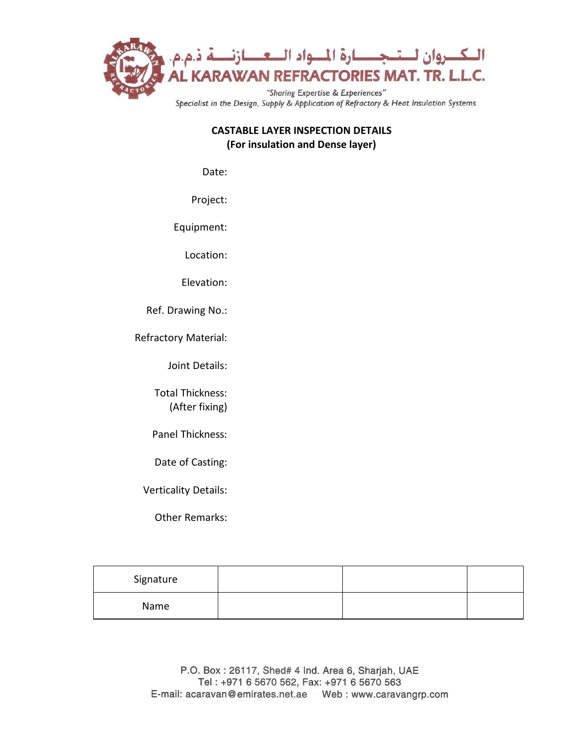الكـــروان لـــتـجـــــارة المـــواد الــعـــــازنــــة ذ.م.م.

AL KARAWAN REFRACTORIES MAT. TR. L.L.C.

*"Sharing Expertise & Experiences"*

*Specialist in the Design, Supply & Application of Refractory & Heat Insulation Systems*

**CASTABLE LAYER INSPECTION DETAILS**
**(For insulation and Dense layer)**

Date:

Project:

Equipment:

Location:

Elevation:

Ref. Drawing No.:

Refractory Material:

Joint Details:

Total Thickness:
(After fixing)

Panel Thickness:

Date of Casting:

Verticality Details:

Other Remarks:

| Signature | | | |
|---|---|---|---|
| Name | | | |

P.O. Box : 26117, Shed# 4 Ind. Area 6, Sharjah, UAE
Tel : +971 6 5670 562, Fax: +971 6 5670 563
E-mail: acaravan@emirates.net.ae Web : www.caravangrp.com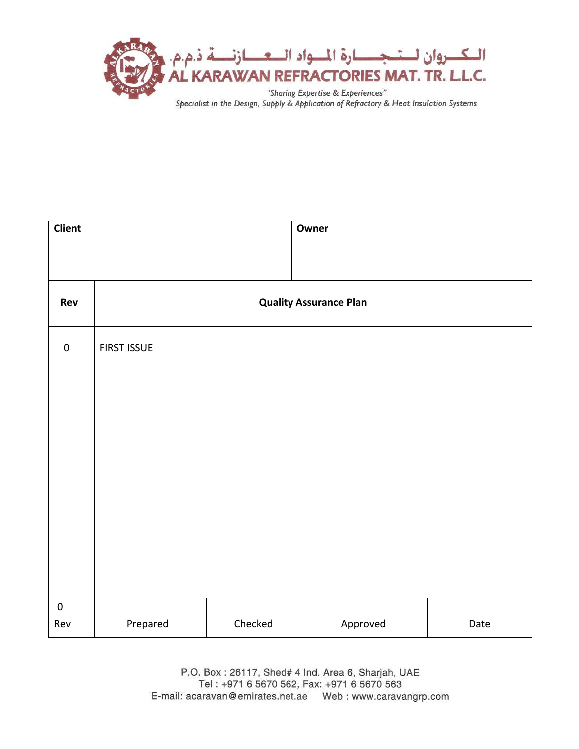# الكـــروان لـــتـجــــارة المـــواد الـــعـــازنـــة ذ.م.م.
# AL KARAWAN REFRACTORIES MAT. TR. L.L.C.

*"Sharing Expertise & Experiences"*

*Specialist in the Design, Supply & Application of Refractory & Heat Insulation Systems*

| **Client** | | | **Owner** | |
|---|---|---|---|---|
| **Rev** | **Quality Assurance Plan** | | | |
| 0 | FIRST ISSUE | | | |
| 0 | | | | |
| Rev | Prepared | Checked | Approved | Date |

P.O. Box : 26117, Shed# 4 Ind. Area 6, Sharjah, UAE
Tel : +971 6 5670 562, Fax: +971 6 5670 563
E-mail: acaravan@emirates.net.ae Web : www.caravangrp.com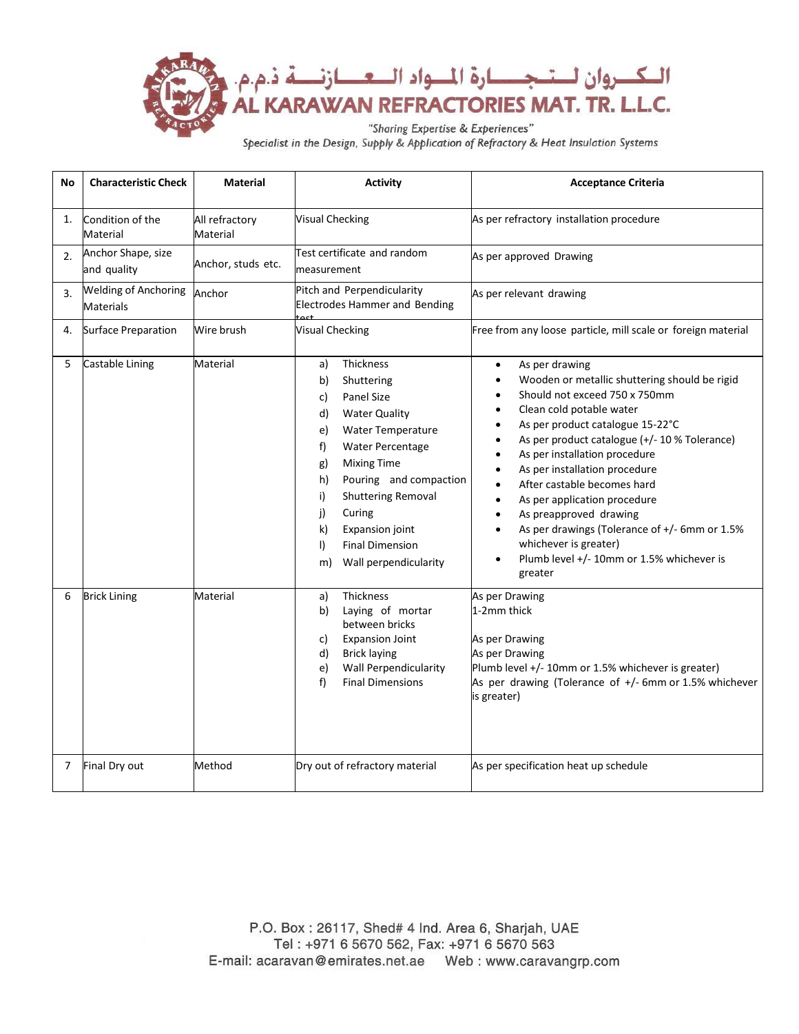الكـــروان لــتـجـــارة المـــواد الــعـــازنـــة ذ.م.م.

# AL KARAWAN REFRACTORIES MAT. TR. L.L.C.

*"Sharing Expertise & Experiences"*

*Specialist in the Design, Supply & Application of Refractory & Heat Insulation Systems*

| No | Characteristic Check | Material | Activity | Acceptance Criteria |
|---|---|---|---|---|
| 1. | Condition of the Material | All refractory Material | Visual Checking | As per refractory installation procedure |
| 2. | Anchor Shape, size and quality | Anchor, studs etc. | Test certificate and random measurement | As per approved Drawing |
| 3. | Welding of Anchoring Materials | Anchor | Pitch and Perpendicularity Electrodes Hammer and Bending test | As per relevant drawing |
| 4. | Surface Preparation | Wire brush | Visual Checking | Free from any loose particle, mill scale or foreign material |
| 5 | Castable Lining | Material | a) Thickness<br>b) Shuttering<br>c) Panel Size<br>d) Water Quality<br>e) Water Temperature<br>f) Water Percentage<br>g) Mixing Time<br>h) Pouring and compaction<br>i) Shuttering Removal<br>j) Curing<br>k) Expansion joint<br>l) Final Dimension<br>m) Wall perpendicularity | • As per drawing<br>• Wooden or metallic shuttering should be rigid<br>• Should not exceed 750 x 750mm<br>• Clean cold potable water<br>• As per product catalogue 15-22°C<br>• As per product catalogue (+/- 10 % Tolerance)<br>• As per installation procedure<br>• As per installation procedure<br>• After castable becomes hard<br>• As per application procedure<br>• As preapproved drawing<br>• As per drawings (Tolerance of +/- 6mm or 1.5% whichever is greater)<br>• Plumb level +/- 10mm or 1.5% whichever is greater |
| 6 | Brick Lining | Material | a) Thickness<br>b) Laying of mortar between bricks<br>c) Expansion Joint<br>d) Brick laying<br>e) Wall Perpendicularity<br>f) Final Dimensions | As per Drawing<br>1-2mm thick<br>As per Drawing<br>As per Drawing<br>Plumb level +/- 10mm or 1.5% whichever is greater)<br>As per drawing (Tolerance of +/- 6mm or 1.5% whichever is greater) |
| 7 | Final Dry out | Method | Dry out of refractory material | As per specification heat up schedule |

P.O. Box : 26117, Shed# 4 Ind. Area 6, Sharjah, UAE
Tel : +971 6 5670 562, Fax: +971 6 5670 563
E-mail: acaravan@emirates.net.ae Web : www.caravangrp.com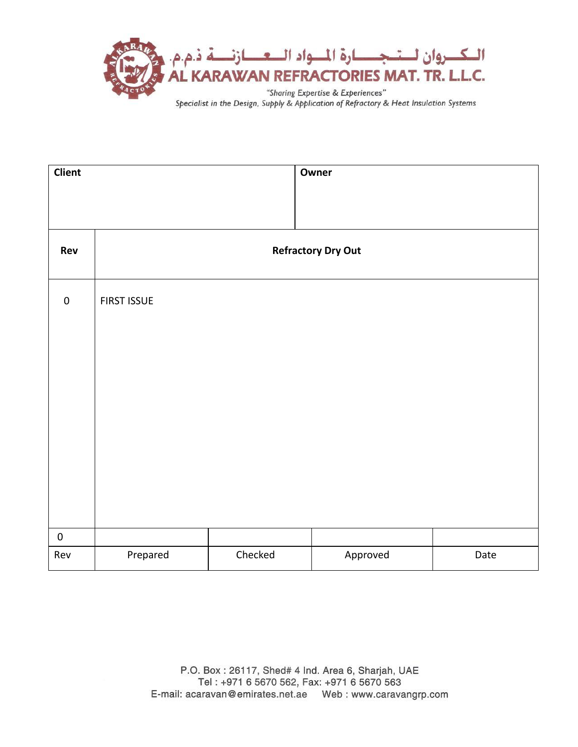الكروان لتجارة المواد العازنة ذ.م.م.

AL KARAWAN REFRACTORIES MAT. TR. L.L.C.

*"Sharing Expertise & Experiences"*

*Specialist in the Design, Supply & Application of Refractory & Heat Insulation Systems*

| **Client** | **Owner** |
|---|---|
| | |

| **Rev** | **Refractory Dry Out** |
|---|---|
| 0 | FIRST ISSUE |

| 0 | | | | |
|---|---|---|---|---|
| Rev | Prepared | Checked | Approved | Date |

P.O. Box : 26117, Shed# 4 Ind. Area 6, Sharjah, UAE
Tel : +971 6 5670 562, Fax: +971 6 5670 563
E-mail: acaravan@emirates.net.ae Web : www.caravangrp.com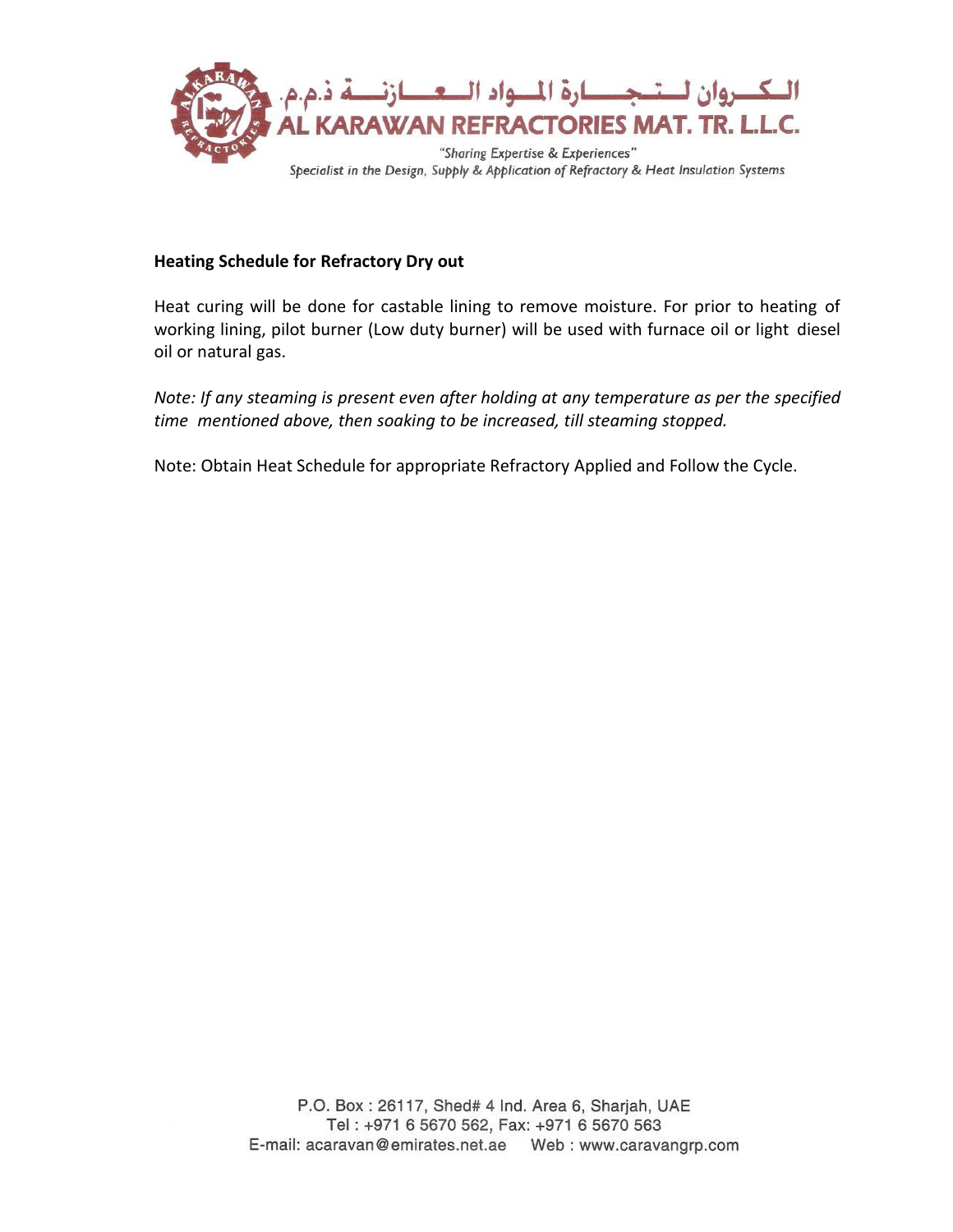**Heating Schedule for Refractory Dry out**

Heat curing will be done for castable lining to remove moisture. For prior to heating of working lining, pilot burner (Low duty burner) will be used with furnace oil or light diesel oil or natural gas.

*Note: If any steaming is present even after holding at any temperature as per the specified time mentioned above, then soaking to be increased, till steaming stopped.*

Note: Obtain Heat Schedule for appropriate Refractory Applied and Follow the Cycle.